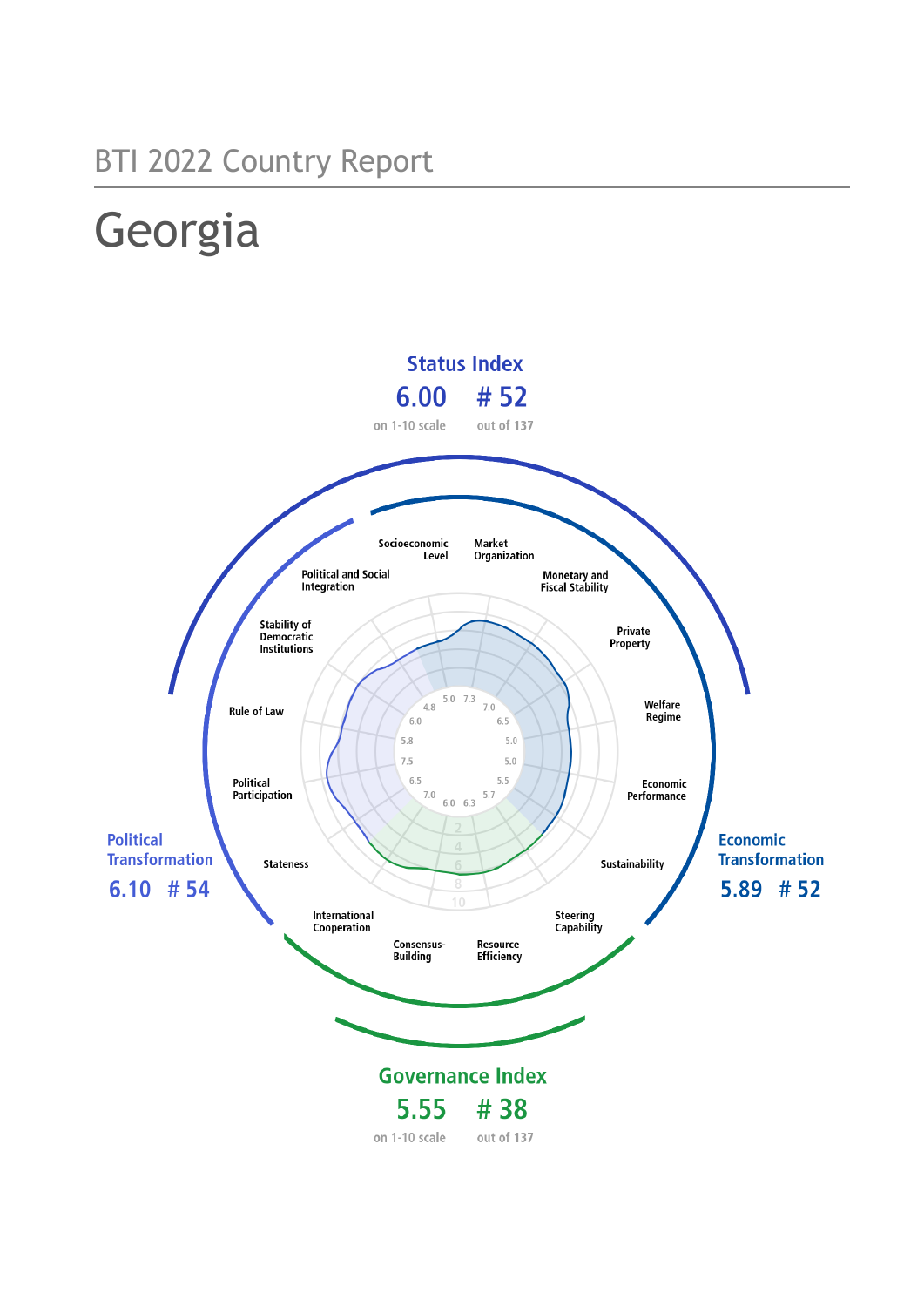BTI 2022 Country Report

# Georgia

## Status Index

**6.00** on 1-10 scale

**# 52** out of 137

## Political Transformation

**6.10** **# 54**

## Economic Transformation

**5.89** **# 52**

## Governance Index

**5.55** on 1-10 scale

**# 38** out of 137

| Criterion | Score |
| --- | --- |
| Socioeconomic Level | 5.0 |
| Market Organization | 7.3 |
| Monetary and Fiscal Stability | 7.0 |
| Private Property | 6.5 |
| Welfare Regime | 5.0 |
| Economic Performance | 5.0 |
| Sustainability | 5.5 |
| Steering Capability | 5.7 |
| Resource Efficiency | 6.3 |
| Consensus-Building | 6.0 |
| International Cooperation | 7.0 |
| Stateness | 6.5 |
| Political Participation | 7.5 |
| Rule of Law | 5.8 |
| Stability of Democratic Institutions | 6.0 |
| Political and Social Integration | 4.8 |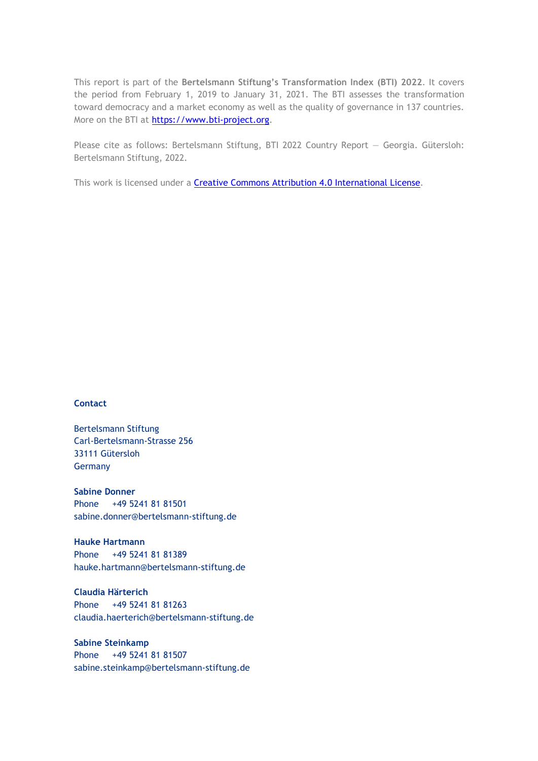This report is part of the **Bertelsmann Stiftung's Transformation Index (BTI) 2022**. It covers the period from February 1, 2019 to January 31, 2021. The BTI assesses the transformation toward democracy and a market economy as well as the quality of governance in 137 countries. More on the BTI at [https://www.bti-project.org](https://www.bti-project.org).

Please cite as follows: Bertelsmann Stiftung, BTI 2022 Country Report — Georgia. Gütersloh: Bertelsmann Stiftung, 2022.

This work is licensed under a [Creative Commons Attribution 4.0 International License](https://creativecommons.org/licenses/by/4.0/).

**Contact**

Bertelsmann Stiftung
Carl-Bertelsmann-Strasse 256
33111 Gütersloh
Germany

**Sabine Donner**
Phone +49 5241 81 81501
sabine.donner@bertelsmann-stiftung.de

**Hauke Hartmann**
Phone +49 5241 81 81389
hauke.hartmann@bertelsmann-stiftung.de

**Claudia Härterich**
Phone +49 5241 81 81263
claudia.haerterich@bertelsmann-stiftung.de

**Sabine Steinkamp**
Phone +49 5241 81 81507
sabine.steinkamp@bertelsmann-stiftung.de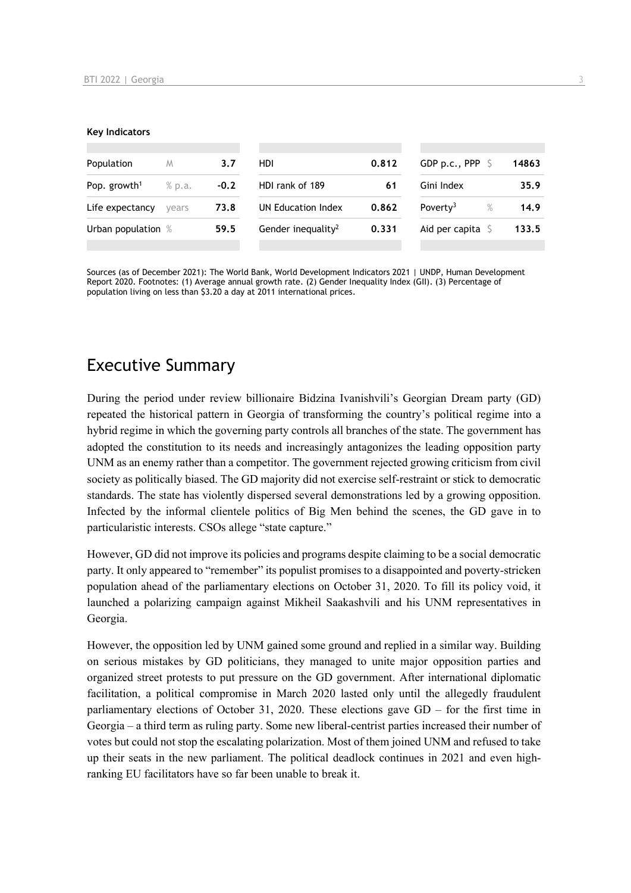**Key Indicators**

| Population | M | 3.7 | HDI | 0.812 | GDP p.c., PPP | $ | 14863 |
|---|---|---|---|---|---|---|---|
| Pop. growth[1] | % p.a. | -0.2 | HDI rank of 189 | 61 | Gini Index | | 35.9 |
| Life expectancy | years | 73.8 | UN Education Index | 0.862 | Poverty[3] | % | 14.9 |
| Urban population | % | 59.5 | Gender inequality[2] | 0.331 | Aid per capita | $ | 133.5 |

Sources (as of December 2021): The World Bank, World Development Indicators 2021 | UNDP, Human Development Report 2020. Footnotes: (1) Average annual growth rate. (2) Gender Inequality Index (GII). (3) Percentage of population living on less than $3.20 a day at 2011 international prices.

## Executive Summary

During the period under review billionaire Bidzina Ivanishvili's Georgian Dream party (GD) repeated the historical pattern in Georgia of transforming the country's political regime into a hybrid regime in which the governing party controls all branches of the state. The government has adopted the constitution to its needs and increasingly antagonizes the leading opposition party UNM as an enemy rather than a competitor. The government rejected growing criticism from civil society as politically biased. The GD majority did not exercise self-restraint or stick to democratic standards. The state has violently dispersed several demonstrations led by a growing opposition. Infected by the informal clientele politics of Big Men behind the scenes, the GD gave in to particularistic interests. CSOs allege "state capture."

However, GD did not improve its policies and programs despite claiming to be a social democratic party. It only appeared to "remember" its populist promises to a disappointed and poverty-stricken population ahead of the parliamentary elections on October 31, 2020. To fill its policy void, it launched a polarizing campaign against Mikheil Saakashvili and his UNM representatives in Georgia.

However, the opposition led by UNM gained some ground and replied in a similar way. Building on serious mistakes by GD politicians, they managed to unite major opposition parties and organized street protests to put pressure on the GD government. After international diplomatic facilitation, a political compromise in March 2020 lasted only until the allegedly fraudulent parliamentary elections of October 31, 2020. These elections gave GD – for the first time in Georgia – a third term as ruling party. Some new liberal-centrist parties increased their number of votes but could not stop the escalating polarization. Most of them joined UNM and refused to take up their seats in the new parliament. The political deadlock continues in 2021 and even high-ranking EU facilitators have so far been unable to break it.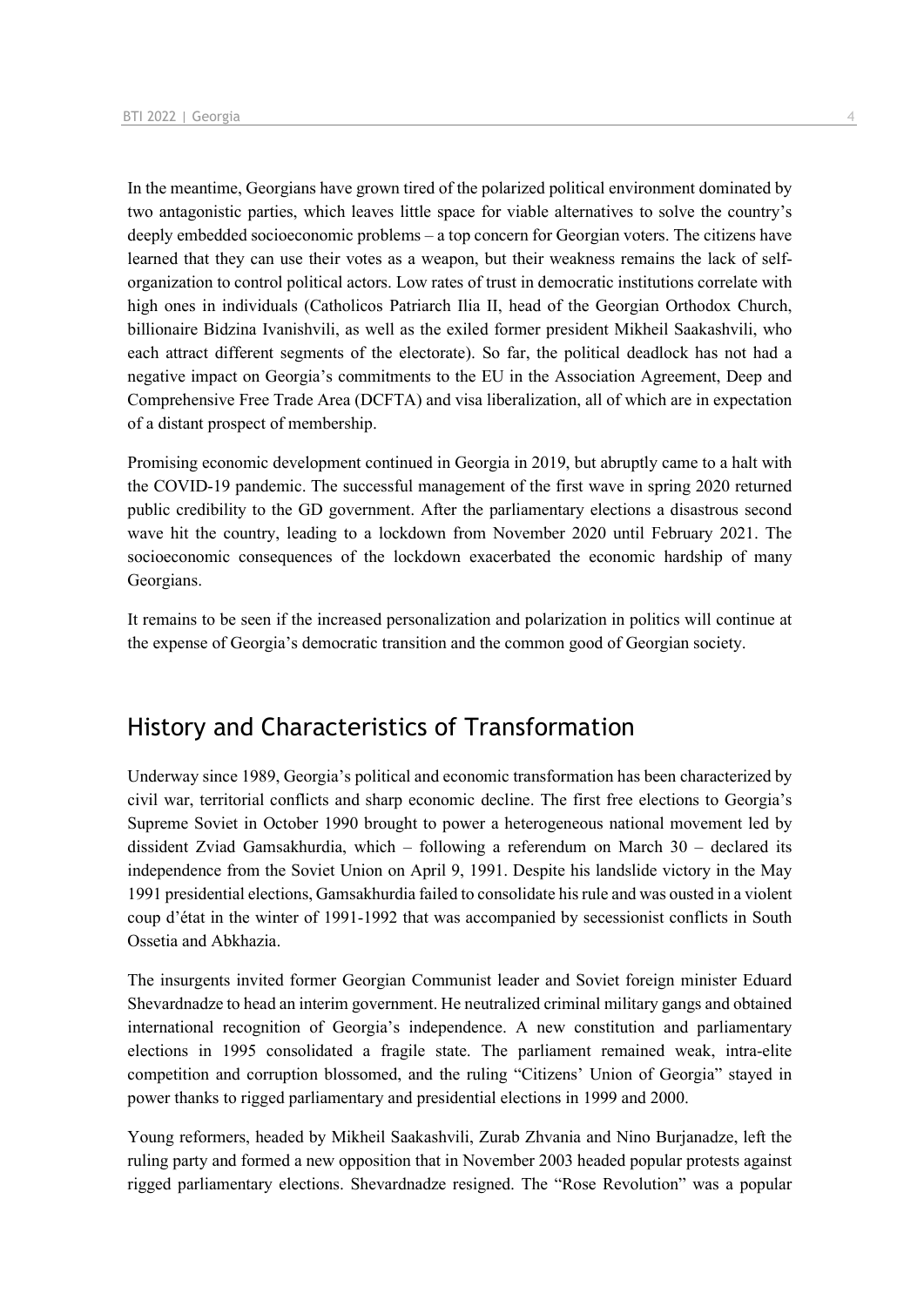In the meantime, Georgians have grown tired of the polarized political environment dominated by two antagonistic parties, which leaves little space for viable alternatives to solve the country's deeply embedded socioeconomic problems – a top concern for Georgian voters. The citizens have learned that they can use their votes as a weapon, but their weakness remains the lack of self-organization to control political actors. Low rates of trust in democratic institutions correlate with high ones in individuals (Catholicos Patriarch Ilia II, head of the Georgian Orthodox Church, billionaire Bidzina Ivanishvili, as well as the exiled former president Mikheil Saakashvili, who each attract different segments of the electorate). So far, the political deadlock has not had a negative impact on Georgia's commitments to the EU in the Association Agreement, Deep and Comprehensive Free Trade Area (DCFTA) and visa liberalization, all of which are in expectation of a distant prospect of membership.

Promising economic development continued in Georgia in 2019, but abruptly came to a halt with the COVID-19 pandemic. The successful management of the first wave in spring 2020 returned public credibility to the GD government. After the parliamentary elections a disastrous second wave hit the country, leading to a lockdown from November 2020 until February 2021. The socioeconomic consequences of the lockdown exacerbated the economic hardship of many Georgians.

It remains to be seen if the increased personalization and polarization in politics will continue at the expense of Georgia's democratic transition and the common good of Georgian society.

## History and Characteristics of Transformation

Underway since 1989, Georgia's political and economic transformation has been characterized by civil war, territorial conflicts and sharp economic decline. The first free elections to Georgia's Supreme Soviet in October 1990 brought to power a heterogeneous national movement led by dissident Zviad Gamsakhurdia, which – following a referendum on March 30 – declared its independence from the Soviet Union on April 9, 1991. Despite his landslide victory in the May 1991 presidential elections, Gamsakhurdia failed to consolidate his rule and was ousted in a violent coup d'état in the winter of 1991-1992 that was accompanied by secessionist conflicts in South Ossetia and Abkhazia.

The insurgents invited former Georgian Communist leader and Soviet foreign minister Eduard Shevardnadze to head an interim government. He neutralized criminal military gangs and obtained international recognition of Georgia's independence. A new constitution and parliamentary elections in 1995 consolidated a fragile state. The parliament remained weak, intra-elite competition and corruption blossomed, and the ruling "Citizens' Union of Georgia" stayed in power thanks to rigged parliamentary and presidential elections in 1999 and 2000.

Young reformers, headed by Mikheil Saakashvili, Zurab Zhvania and Nino Burjanadze, left the ruling party and formed a new opposition that in November 2003 headed popular protests against rigged parliamentary elections. Shevardnadze resigned. The "Rose Revolution" was a popular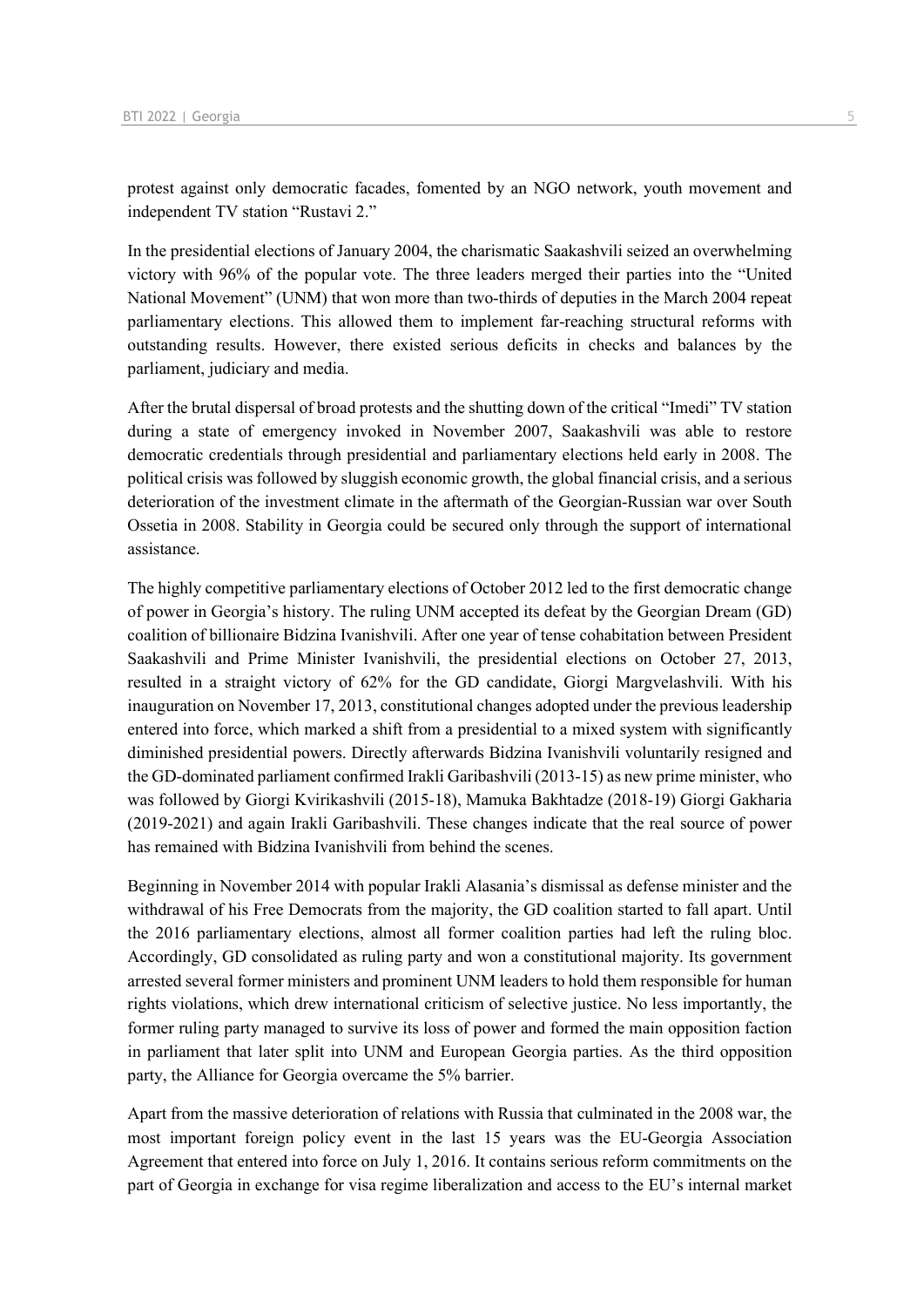protest against only democratic facades, fomented by an NGO network, youth movement and independent TV station "Rustavi 2."

In the presidential elections of January 2004, the charismatic Saakashvili seized an overwhelming victory with 96% of the popular vote. The three leaders merged their parties into the "United National Movement" (UNM) that won more than two-thirds of deputies in the March 2004 repeat parliamentary elections. This allowed them to implement far-reaching structural reforms with outstanding results. However, there existed serious deficits in checks and balances by the parliament, judiciary and media.

After the brutal dispersal of broad protests and the shutting down of the critical "Imedi" TV station during a state of emergency invoked in November 2007, Saakashvili was able to restore democratic credentials through presidential and parliamentary elections held early in 2008. The political crisis was followed by sluggish economic growth, the global financial crisis, and a serious deterioration of the investment climate in the aftermath of the Georgian-Russian war over South Ossetia in 2008. Stability in Georgia could be secured only through the support of international assistance.

The highly competitive parliamentary elections of October 2012 led to the first democratic change of power in Georgia's history. The ruling UNM accepted its defeat by the Georgian Dream (GD) coalition of billionaire Bidzina Ivanishvili. After one year of tense cohabitation between President Saakashvili and Prime Minister Ivanishvili, the presidential elections on October 27, 2013, resulted in a straight victory of 62% for the GD candidate, Giorgi Margvelashvili. With his inauguration on November 17, 2013, constitutional changes adopted under the previous leadership entered into force, which marked a shift from a presidential to a mixed system with significantly diminished presidential powers. Directly afterwards Bidzina Ivanishvili voluntarily resigned and the GD-dominated parliament confirmed Irakli Garibashvili (2013-15) as new prime minister, who was followed by Giorgi Kvirikashvili (2015-18), Mamuka Bakhtadze (2018-19) Giorgi Gakharia (2019-2021) and again Irakli Garibashvili. These changes indicate that the real source of power has remained with Bidzina Ivanishvili from behind the scenes.

Beginning in November 2014 with popular Irakli Alasania's dismissal as defense minister and the withdrawal of his Free Democrats from the majority, the GD coalition started to fall apart. Until the 2016 parliamentary elections, almost all former coalition parties had left the ruling bloc. Accordingly, GD consolidated as ruling party and won a constitutional majority. Its government arrested several former ministers and prominent UNM leaders to hold them responsible for human rights violations, which drew international criticism of selective justice. No less importantly, the former ruling party managed to survive its loss of power and formed the main opposition faction in parliament that later split into UNM and European Georgia parties. As the third opposition party, the Alliance for Georgia overcame the 5% barrier.

Apart from the massive deterioration of relations with Russia that culminated in the 2008 war, the most important foreign policy event in the last 15 years was the EU-Georgia Association Agreement that entered into force on July 1, 2016. It contains serious reform commitments on the part of Georgia in exchange for visa regime liberalization and access to the EU's internal market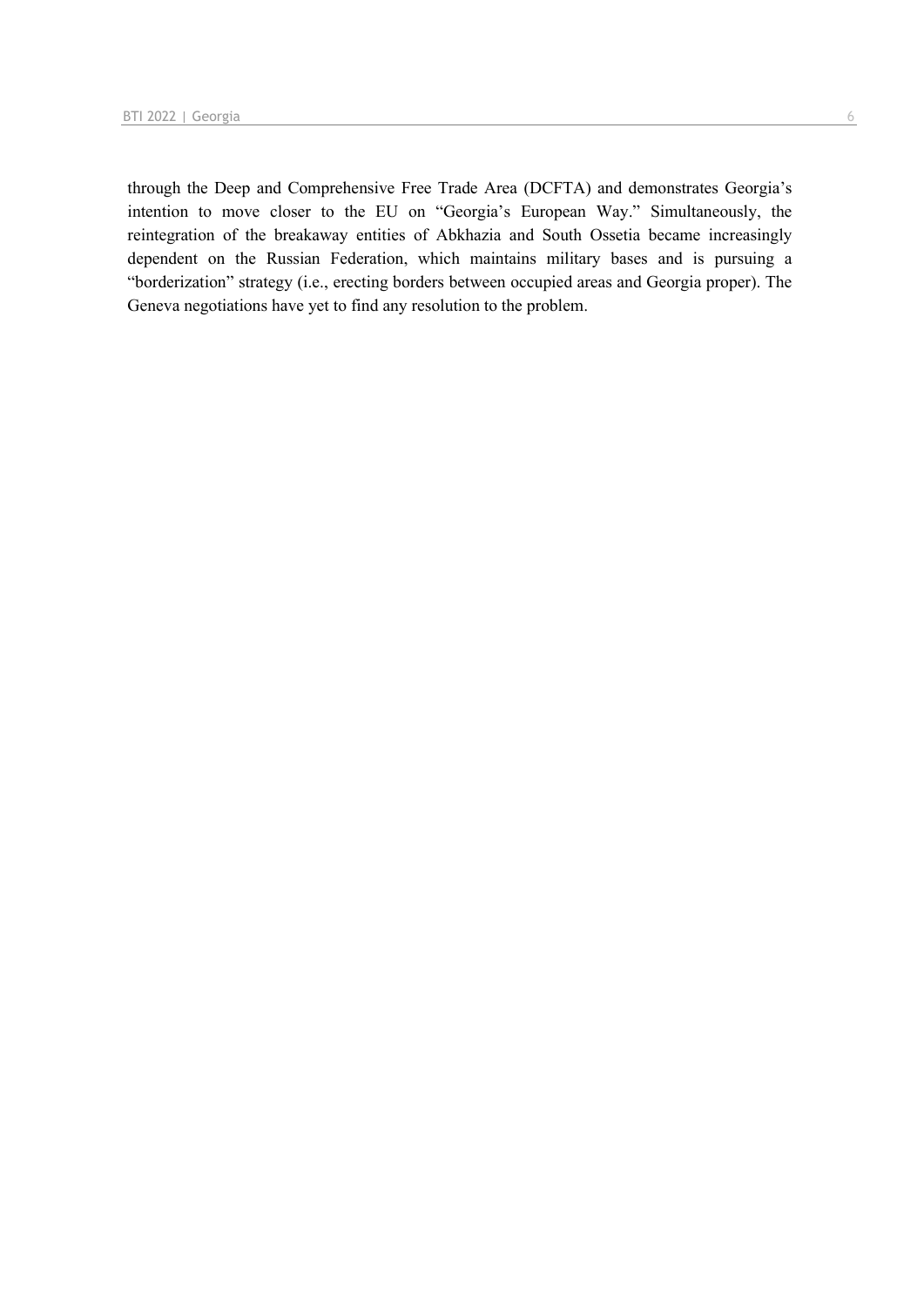through the Deep and Comprehensive Free Trade Area (DCFTA) and demonstrates Georgia's intention to move closer to the EU on "Georgia's European Way." Simultaneously, the reintegration of the breakaway entities of Abkhazia and South Ossetia became increasingly dependent on the Russian Federation, which maintains military bases and is pursuing a "borderization" strategy (i.e., erecting borders between occupied areas and Georgia proper). The Geneva negotiations have yet to find any resolution to the problem.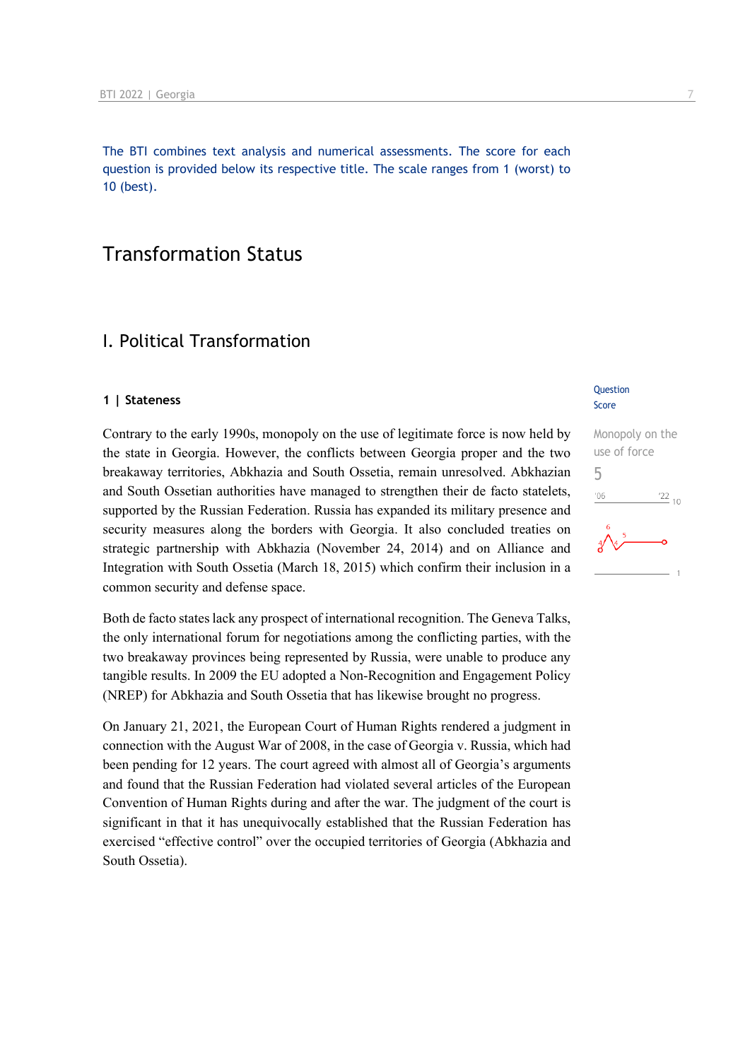The BTI combines text analysis and numerical assessments. The score for each question is provided below its respective title. The scale ranges from 1 (worst) to 10 (best).

# Transformation Status

## I. Political Transformation

### 1 | Stateness

Question Score

Monopoly on the use of force

5

Contrary to the early 1990s, monopoly on the use of legitimate force is now held by the state in Georgia. However, the conflicts between Georgia proper and the two breakaway territories, Abkhazia and South Ossetia, remain unresolved. Abkhazian and South Ossetian authorities have managed to strengthen their de facto statelets, supported by the Russian Federation. Russia has expanded its military presence and security measures along the borders with Georgia. It also concluded treaties on strategic partnership with Abkhazia (November 24, 2014) and on Alliance and Integration with South Ossetia (March 18, 2015) which confirm their inclusion in a common security and defense space.

Both de facto states lack any prospect of international recognition. The Geneva Talks, the only international forum for negotiations among the conflicting parties, with the two breakaway provinces being represented by Russia, were unable to produce any tangible results. In 2009 the EU adopted a Non-Recognition and Engagement Policy (NREP) for Abkhazia and South Ossetia that has likewise brought no progress.

On January 21, 2021, the European Court of Human Rights rendered a judgment in connection with the August War of 2008, in the case of Georgia v. Russia, which had been pending for 12 years. The court agreed with almost all of Georgia's arguments and found that the Russian Federation had violated several articles of the European Convention of Human Rights during and after the war. The judgment of the court is significant in that it has unequivocally established that the Russian Federation has exercised "effective control" over the occupied territories of Georgia (Abkhazia and South Ossetia).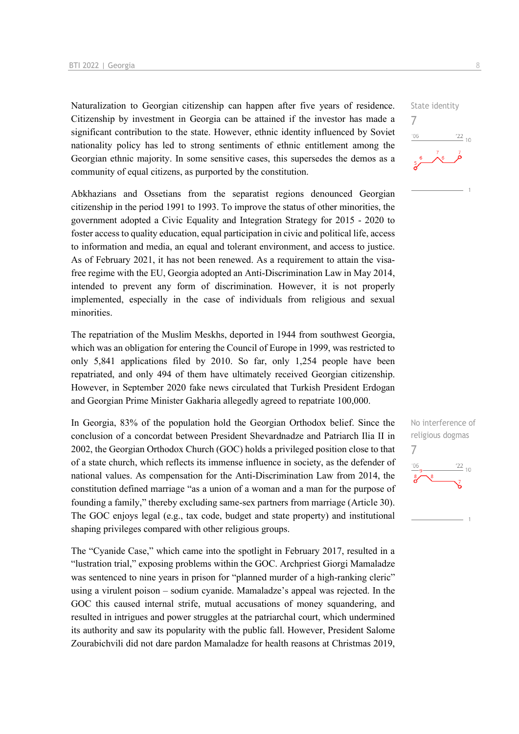Naturalization to Georgian citizenship can happen after five years of residence. Citizenship by investment in Georgia can be attained if the investor has made a significant contribution to the state. However, ethnic identity influenced by Soviet nationality policy has led to strong sentiments of ethnic entitlement among the Georgian ethnic majority. In some sensitive cases, this supersedes the demos as a community of equal citizens, as purported by the constitution.

State identity
7

Abkhazians and Ossetians from the separatist regions denounced Georgian citizenship in the period 1991 to 1993. To improve the status of other minorities, the government adopted a Civic Equality and Integration Strategy for 2015 - 2020 to foster access to quality education, equal participation in civic and political life, access to information and media, an equal and tolerant environment, and access to justice. As of February 2021, it has not been renewed. As a requirement to attain the visa-free regime with the EU, Georgia adopted an Anti-Discrimination Law in May 2014, intended to prevent any form of discrimination. However, it is not properly implemented, especially in the case of individuals from religious and sexual minorities.

The repatriation of the Muslim Meskhs, deported in 1944 from southwest Georgia, which was an obligation for entering the Council of Europe in 1999, was restricted to only 5,841 applications filed by 2010. So far, only 1,254 people have been repatriated, and only 494 of them have ultimately received Georgian citizenship. However, in September 2020 fake news circulated that Turkish President Erdogan and Georgian Prime Minister Gakharia allegedly agreed to repatriate 100,000.

In Georgia, 83% of the population hold the Georgian Orthodox belief. Since the conclusion of a concordat between President Shevardnadze and Patriarch Ilia II in 2002, the Georgian Orthodox Church (GOC) holds a privileged position close to that of a state church, which reflects its immense influence in society, as the defender of national values. As compensation for the Anti-Discrimination Law from 2014, the constitution defined marriage "as a union of a woman and a man for the purpose of founding a family," thereby excluding same-sex partners from marriage (Article 30). The GOC enjoys legal (e.g., tax code, budget and state property) and institutional shaping privileges compared with other religious groups.

No interference of religious dogmas
7

The "Cyanide Case," which came into the spotlight in February 2017, resulted in a "lustration trial," exposing problems within the GOC. Archpriest Giorgi Mamaladze was sentenced to nine years in prison for "planned murder of a high-ranking cleric" using a virulent poison – sodium cyanide. Mamaladze's appeal was rejected. In the GOC this caused internal strife, mutual accusations of money squandering, and resulted in intrigues and power struggles at the patriarchal court, which undermined its authority and saw its popularity with the public fall. However, President Salome Zourabichvili did not dare pardon Mamaladze for health reasons at Christmas 2019,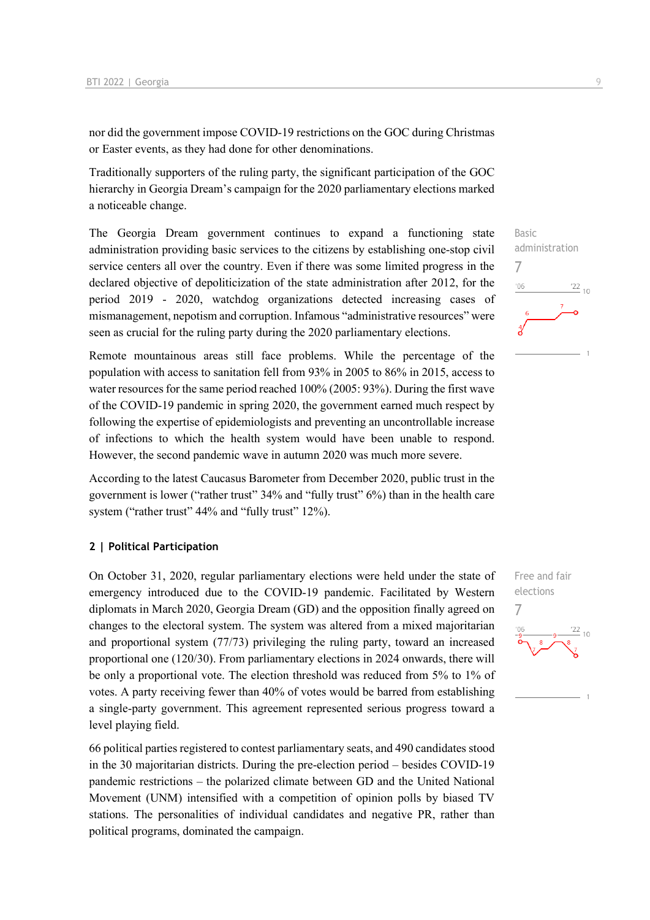nor did the government impose COVID-19 restrictions on the GOC during Christmas or Easter events, as they had done for other denominations.

Traditionally supporters of the ruling party, the significant participation of the GOC hierarchy in Georgia Dream's campaign for the 2020 parliamentary elections marked a noticeable change.

Basic administration
7

The Georgia Dream government continues to expand a functioning state administration providing basic services to the citizens by establishing one-stop civil service centers all over the country. Even if there was some limited progress in the declared objective of depoliticization of the state administration after 2012, for the period 2019 - 2020, watchdog organizations detected increasing cases of mismanagement, nepotism and corruption. Infamous "administrative resources" were seen as crucial for the ruling party during the 2020 parliamentary elections.

Remote mountainous areas still face problems. While the percentage of the population with access to sanitation fell from 93% in 2005 to 86% in 2015, access to water resources for the same period reached 100% (2005: 93%). During the first wave of the COVID-19 pandemic in spring 2020, the government earned much respect by following the expertise of epidemiologists and preventing an uncontrollable increase of infections to which the health system would have been unable to respond. However, the second pandemic wave in autumn 2020 was much more severe.

According to the latest Caucasus Barometer from December 2020, public trust in the government is lower ("rather trust" 34% and "fully trust" 6%) than in the health care system ("rather trust" 44% and "fully trust" 12%).

## 2 | Political Participation

Free and fair elections
7

On October 31, 2020, regular parliamentary elections were held under the state of emergency introduced due to the COVID-19 pandemic. Facilitated by Western diplomats in March 2020, Georgia Dream (GD) and the opposition finally agreed on changes to the electoral system. The system was altered from a mixed majoritarian and proportional system (77/73) privileging the ruling party, toward an increased proportional one (120/30). From parliamentary elections in 2024 onwards, there will be only a proportional vote. The election threshold was reduced from 5% to 1% of votes. A party receiving fewer than 40% of votes would be barred from establishing a single-party government. This agreement represented serious progress toward a level playing field.

66 political parties registered to contest parliamentary seats, and 490 candidates stood in the 30 majoritarian districts. During the pre-election period – besides COVID-19 pandemic restrictions – the polarized climate between GD and the United National Movement (UNM) intensified with a competition of opinion polls by biased TV stations. The personalities of individual candidates and negative PR, rather than political programs, dominated the campaign.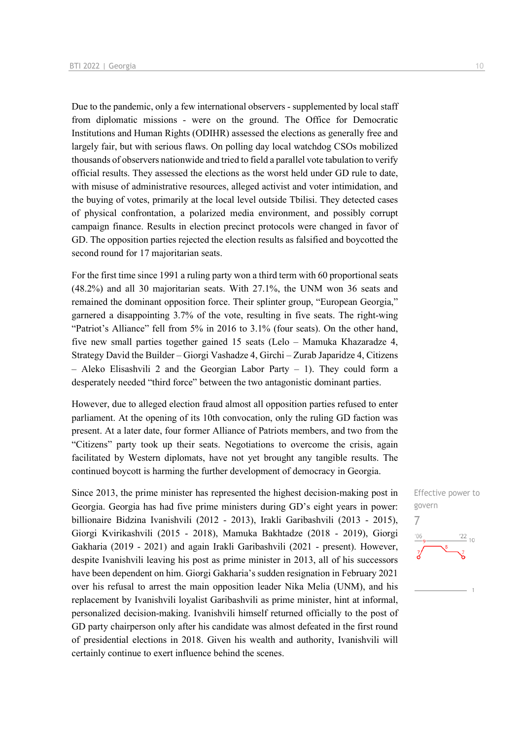Due to the pandemic, only a few international observers - supplemented by local staff from diplomatic missions - were on the ground. The Office for Democratic Institutions and Human Rights (ODIHR) assessed the elections as generally free and largely fair, but with serious flaws. On polling day local watchdog CSOs mobilized thousands of observers nationwide and tried to field a parallel vote tabulation to verify official results. They assessed the elections as the worst held under GD rule to date, with misuse of administrative resources, alleged activist and voter intimidation, and the buying of votes, primarily at the local level outside Tbilisi. They detected cases of physical confrontation, a polarized media environment, and possibly corrupt campaign finance. Results in election precinct protocols were changed in favor of GD. The opposition parties rejected the election results as falsified and boycotted the second round for 17 majoritarian seats.

For the first time since 1991 a ruling party won a third term with 60 proportional seats (48.2%) and all 30 majoritarian seats. With 27.1%, the UNM won 36 seats and remained the dominant opposition force. Their splinter group, "European Georgia," garnered a disappointing 3.7% of the vote, resulting in five seats. The right-wing "Patriot's Alliance" fell from 5% in 2016 to 3.1% (four seats). On the other hand, five new small parties together gained 15 seats (Lelo – Mamuka Khazaradze 4, Strategy David the Builder – Giorgi Vashadze 4, Girchi – Zurab Japaridze 4, Citizens – Aleko Elisashvili 2 and the Georgian Labor Party – 1). They could form a desperately needed "third force" between the two antagonistic dominant parties.

However, due to alleged election fraud almost all opposition parties refused to enter parliament. At the opening of its 10th convocation, only the ruling GD faction was present. At a later date, four former Alliance of Patriots members, and two from the "Citizens" party took up their seats. Negotiations to overcome the crisis, again facilitated by Western diplomats, have not yet brought any tangible results. The continued boycott is harming the further development of democracy in Georgia.

Effective power to govern

7

Since 2013, the prime minister has represented the highest decision-making post in Georgia. Georgia has had five prime ministers during GD's eight years in power: billionaire Bidzina Ivanishvili (2012 - 2013), Irakli Garibashvili (2013 - 2015), Giorgi Kvirikashvili (2015 - 2018), Mamuka Bakhtadze (2018 - 2019), Giorgi Gakharia (2019 - 2021) and again Irakli Garibashvili (2021 - present). However, despite Ivanishvili leaving his post as prime minister in 2013, all of his successors have been dependent on him. Giorgi Gakharia's sudden resignation in February 2021 over his refusal to arrest the main opposition leader Nika Melia (UNM), and his replacement by Ivanishvili loyalist Garibashvili as prime minister, hint at informal, personalized decision-making. Ivanishvili himself returned officially to the post of GD party chairperson only after his candidate was almost defeated in the first round of presidential elections in 2018. Given his wealth and authority, Ivanishvili will certainly continue to exert influence behind the scenes.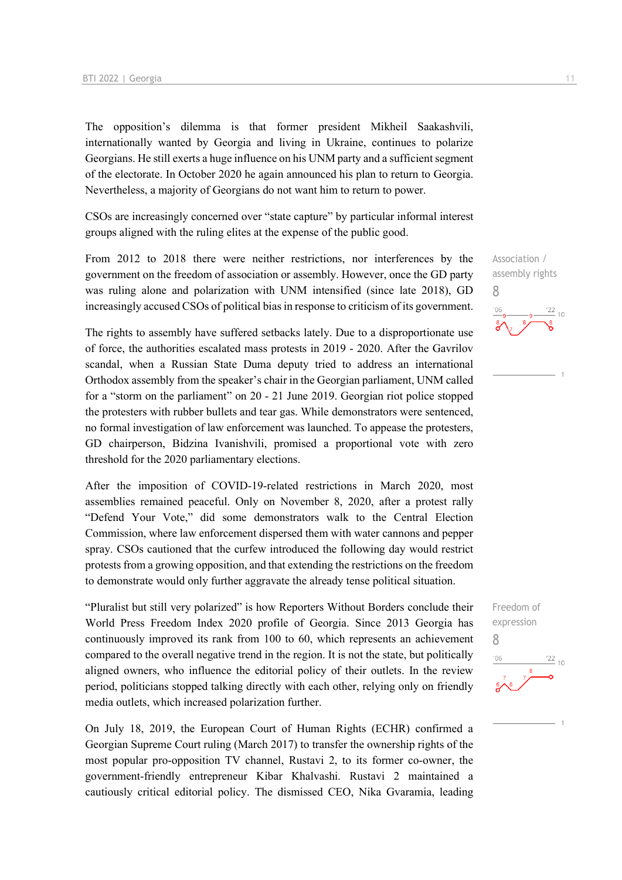The opposition's dilemma is that former president Mikheil Saakashvili, internationally wanted by Georgia and living in Ukraine, continues to polarize Georgians. He still exerts a huge influence on his UNM party and a sufficient segment of the electorate. In October 2020 he again announced his plan to return to Georgia. Nevertheless, a majority of Georgians do not want him to return to power.

CSOs are increasingly concerned over "state capture" by particular informal interest groups aligned with the ruling elites at the expense of the public good.

Association / assembly rights
8

From 2012 to 2018 there were neither restrictions, nor interferences by the government on the freedom of association or assembly. However, once the GD party was ruling alone and polarization with UNM intensified (since late 2018), GD increasingly accused CSOs of political bias in response to criticism of its government.

The rights to assembly have suffered setbacks lately. Due to a disproportionate use of force, the authorities escalated mass protests in 2019 - 2020. After the Gavrilov scandal, when a Russian State Duma deputy tried to address an international Orthodox assembly from the speaker's chair in the Georgian parliament, UNM called for a "storm on the parliament" on 20 - 21 June 2019. Georgian riot police stopped the protesters with rubber bullets and tear gas. While demonstrators were sentenced, no formal investigation of law enforcement was launched. To appease the protesters, GD chairperson, Bidzina Ivanishvili, promised a proportional vote with zero threshold for the 2020 parliamentary elections.

After the imposition of COVID-19-related restrictions in March 2020, most assemblies remained peaceful. Only on November 8, 2020, after a protest rally "Defend Your Vote," did some demonstrators walk to the Central Election Commission, where law enforcement dispersed them with water cannons and pepper spray. CSOs cautioned that the curfew introduced the following day would restrict protests from a growing opposition, and that extending the restrictions on the freedom to demonstrate would only further aggravate the already tense political situation.

Freedom of expression
8

"Pluralist but still very polarized" is how Reporters Without Borders conclude their World Press Freedom Index 2020 profile of Georgia. Since 2013 Georgia has continuously improved its rank from 100 to 60, which represents an achievement compared to the overall negative trend in the region. It is not the state, but politically aligned owners, who influence the editorial policy of their outlets. In the review period, politicians stopped talking directly with each other, relying only on friendly media outlets, which increased polarization further.

On July 18, 2019, the European Court of Human Rights (ECHR) confirmed a Georgian Supreme Court ruling (March 2017) to transfer the ownership rights of the most popular pro-opposition TV channel, Rustavi 2, to its former co-owner, the government-friendly entrepreneur Kibar Khalvashi. Rustavi 2 maintained a cautiously critical editorial policy. The dismissed CEO, Nika Gvaramia, leading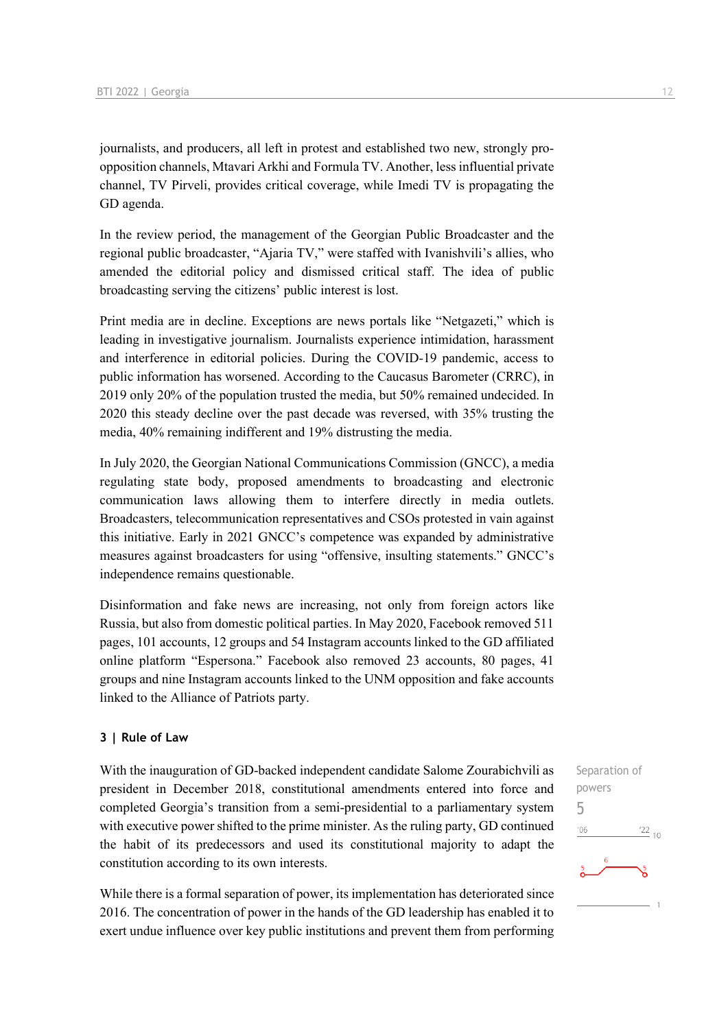journalists, and producers, all left in protest and established two new, strongly pro-opposition channels, Mtavari Arkhi and Formula TV. Another, less influential private channel, TV Pirveli, provides critical coverage, while Imedi TV is propagating the GD agenda.

In the review period, the management of the Georgian Public Broadcaster and the regional public broadcaster, "Ajaria TV," were staffed with Ivanishvili's allies, who amended the editorial policy and dismissed critical staff. The idea of public broadcasting serving the citizens' public interest is lost.

Print media are in decline. Exceptions are news portals like "Netgazeti," which is leading in investigative journalism. Journalists experience intimidation, harassment and interference in editorial policies. During the COVID-19 pandemic, access to public information has worsened. According to the Caucasus Barometer (CRRC), in 2019 only 20% of the population trusted the media, but 50% remained undecided. In 2020 this steady decline over the past decade was reversed, with 35% trusting the media, 40% remaining indifferent and 19% distrusting the media.

In July 2020, the Georgian National Communications Commission (GNCC), a media regulating state body, proposed amendments to broadcasting and electronic communication laws allowing them to interfere directly in media outlets. Broadcasters, telecommunication representatives and CSOs protested in vain against this initiative. Early in 2021 GNCC's competence was expanded by administrative measures against broadcasters for using "offensive, insulting statements." GNCC's independence remains questionable.

Disinformation and fake news are increasing, not only from foreign actors like Russia, but also from domestic political parties. In May 2020, Facebook removed 511 pages, 101 accounts, 12 groups and 54 Instagram accounts linked to the GD affiliated online platform "Espersona." Facebook also removed 23 accounts, 80 pages, 41 groups and nine Instagram accounts linked to the UNM opposition and fake accounts linked to the Alliance of Patriots party.

### 3 | Rule of Law

Separation of powers
5

With the inauguration of GD-backed independent candidate Salome Zourabichvili as president in December 2018, constitutional amendments entered into force and completed Georgia's transition from a semi-presidential to a parliamentary system with executive power shifted to the prime minister. As the ruling party, GD continued the habit of its predecessors and used its constitutional majority to adapt the constitution according to its own interests.

While there is a formal separation of power, its implementation has deteriorated since 2016. The concentration of power in the hands of the GD leadership has enabled it to exert undue influence over key public institutions and prevent them from performing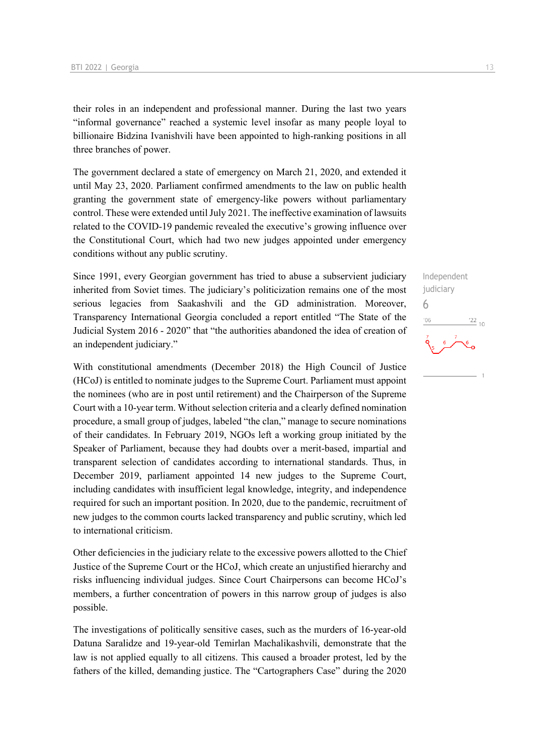their roles in an independent and professional manner. During the last two years "informal governance" reached a systemic level insofar as many people loyal to billionaire Bidzina Ivanishvili have been appointed to high-ranking positions in all three branches of power.

The government declared a state of emergency on March 21, 2020, and extended it until May 23, 2020. Parliament confirmed amendments to the law on public health granting the government state of emergency-like powers without parliamentary control. These were extended until July 2021. The ineffective examination of lawsuits related to the COVID-19 pandemic revealed the executive's growing influence over the Constitutional Court, which had two new judges appointed under emergency conditions without any public scrutiny.

Independent judiciary
6

Since 1991, every Georgian government has tried to abuse a subservient judiciary inherited from Soviet times. The judiciary's politicization remains one of the most serious legacies from Saakashvili and the GD administration. Moreover, Transparency International Georgia concluded a report entitled "The State of the Judicial System 2016 - 2020" that "the authorities abandoned the idea of creation of an independent judiciary."

With constitutional amendments (December 2018) the High Council of Justice (HCoJ) is entitled to nominate judges to the Supreme Court. Parliament must appoint the nominees (who are in post until retirement) and the Chairperson of the Supreme Court with a 10-year term. Without selection criteria and a clearly defined nomination procedure, a small group of judges, labeled "the clan," manage to secure nominations of their candidates. In February 2019, NGOs left a working group initiated by the Speaker of Parliament, because they had doubts over a merit-based, impartial and transparent selection of candidates according to international standards. Thus, in December 2019, parliament appointed 14 new judges to the Supreme Court, including candidates with insufficient legal knowledge, integrity, and independence required for such an important position. In 2020, due to the pandemic, recruitment of new judges to the common courts lacked transparency and public scrutiny, which led to international criticism.

Other deficiencies in the judiciary relate to the excessive powers allotted to the Chief Justice of the Supreme Court or the HCoJ, which create an unjustified hierarchy and risks influencing individual judges. Since Court Chairpersons can become HCoJ's members, a further concentration of powers in this narrow group of judges is also possible.

The investigations of politically sensitive cases, such as the murders of 16-year-old Datuna Saralidze and 19-year-old Temirlan Machalikashvili, demonstrate that the law is not applied equally to all citizens. This caused a broader protest, led by the fathers of the killed, demanding justice. The "Cartographers Case" during the 2020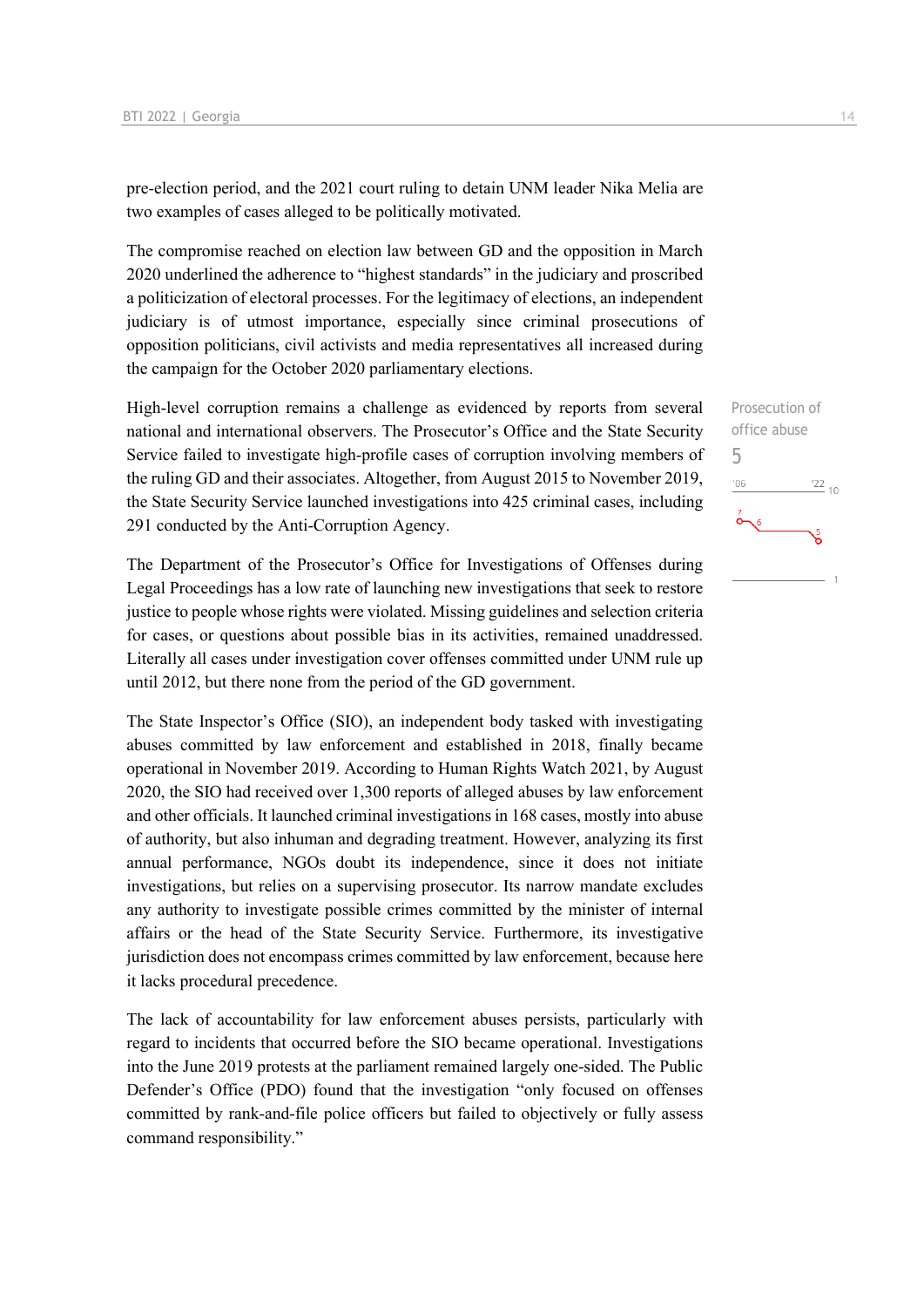pre-election period, and the 2021 court ruling to detain UNM leader Nika Melia are two examples of cases alleged to be politically motivated.

The compromise reached on election law between GD and the opposition in March 2020 underlined the adherence to "highest standards" in the judiciary and proscribed a politicization of electoral processes. For the legitimacy of elections, an independent judiciary is of utmost importance, especially since criminal prosecutions of opposition politicians, civil activists and media representatives all increased during the campaign for the October 2020 parliamentary elections.

Prosecution of office abuse
5

High-level corruption remains a challenge as evidenced by reports from several national and international observers. The Prosecutor's Office and the State Security Service failed to investigate high-profile cases of corruption involving members of the ruling GD and their associates. Altogether, from August 2015 to November 2019, the State Security Service launched investigations into 425 criminal cases, including 291 conducted by the Anti-Corruption Agency.

The Department of the Prosecutor's Office for Investigations of Offenses during Legal Proceedings has a low rate of launching new investigations that seek to restore justice to people whose rights were violated. Missing guidelines and selection criteria for cases, or questions about possible bias in its activities, remained unaddressed. Literally all cases under investigation cover offenses committed under UNM rule up until 2012, but there none from the period of the GD government.

The State Inspector's Office (SIO), an independent body tasked with investigating abuses committed by law enforcement and established in 2018, finally became operational in November 2019. According to Human Rights Watch 2021, by August 2020, the SIO had received over 1,300 reports of alleged abuses by law enforcement and other officials. It launched criminal investigations in 168 cases, mostly into abuse of authority, but also inhuman and degrading treatment. However, analyzing its first annual performance, NGOs doubt its independence, since it does not initiate investigations, but relies on a supervising prosecutor. Its narrow mandate excludes any authority to investigate possible crimes committed by the minister of internal affairs or the head of the State Security Service. Furthermore, its investigative jurisdiction does not encompass crimes committed by law enforcement, because here it lacks procedural precedence.

The lack of accountability for law enforcement abuses persists, particularly with regard to incidents that occurred before the SIO became operational. Investigations into the June 2019 protests at the parliament remained largely one-sided. The Public Defender's Office (PDO) found that the investigation "only focused on offenses committed by rank-and-file police officers but failed to objectively or fully assess command responsibility."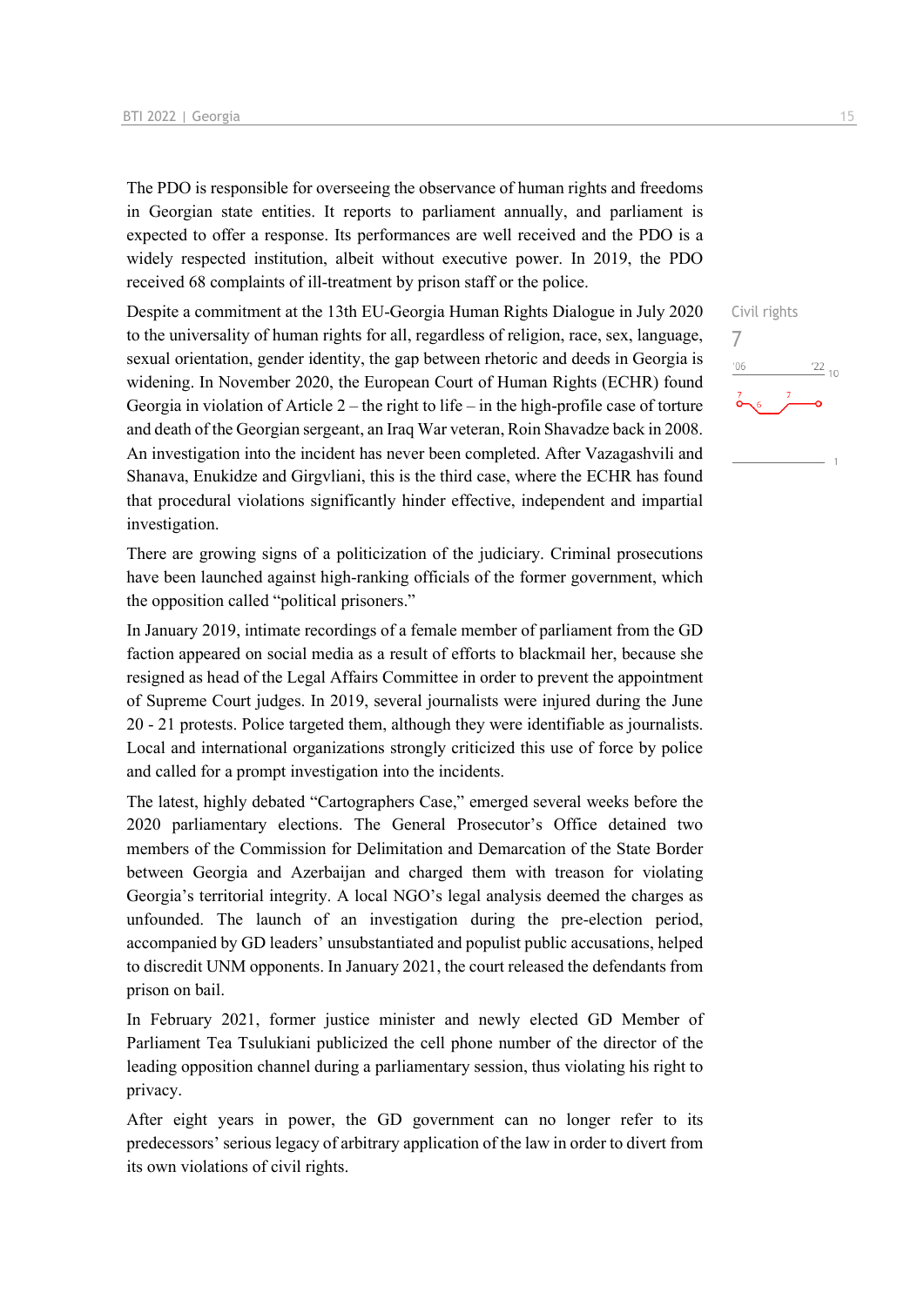The PDO is responsible for overseeing the observance of human rights and freedoms in Georgian state entities. It reports to parliament annually, and parliament is expected to offer a response. Its performances are well received and the PDO is a widely respected institution, albeit without executive power. In 2019, the PDO received 68 complaints of ill-treatment by prison staff or the police.

Civil rights
7

Despite a commitment at the 13th EU-Georgia Human Rights Dialogue in July 2020 to the universality of human rights for all, regardless of religion, race, sex, language, sexual orientation, gender identity, the gap between rhetoric and deeds in Georgia is widening. In November 2020, the European Court of Human Rights (ECHR) found Georgia in violation of Article 2 – the right to life – in the high-profile case of torture and death of the Georgian sergeant, an Iraq War veteran, Roin Shavadze back in 2008. An investigation into the incident has never been completed. After Vazagashvili and Shanava, Enukidze and Girgvliani, this is the third case, where the ECHR has found that procedural violations significantly hinder effective, independent and impartial investigation.

There are growing signs of a politicization of the judiciary. Criminal prosecutions have been launched against high-ranking officials of the former government, which the opposition called "political prisoners."

In January 2019, intimate recordings of a female member of parliament from the GD faction appeared on social media as a result of efforts to blackmail her, because she resigned as head of the Legal Affairs Committee in order to prevent the appointment of Supreme Court judges. In 2019, several journalists were injured during the June 20 - 21 protests. Police targeted them, although they were identifiable as journalists. Local and international organizations strongly criticized this use of force by police and called for a prompt investigation into the incidents.

The latest, highly debated "Cartographers Case," emerged several weeks before the 2020 parliamentary elections. The General Prosecutor's Office detained two members of the Commission for Delimitation and Demarcation of the State Border between Georgia and Azerbaijan and charged them with treason for violating Georgia's territorial integrity. A local NGO's legal analysis deemed the charges as unfounded. The launch of an investigation during the pre-election period, accompanied by GD leaders' unsubstantiated and populist public accusations, helped to discredit UNM opponents. In January 2021, the court released the defendants from prison on bail.

In February 2021, former justice minister and newly elected GD Member of Parliament Tea Tsulukiani publicized the cell phone number of the director of the leading opposition channel during a parliamentary session, thus violating his right to privacy.

After eight years in power, the GD government can no longer refer to its predecessors' serious legacy of arbitrary application of the law in order to divert from its own violations of civil rights.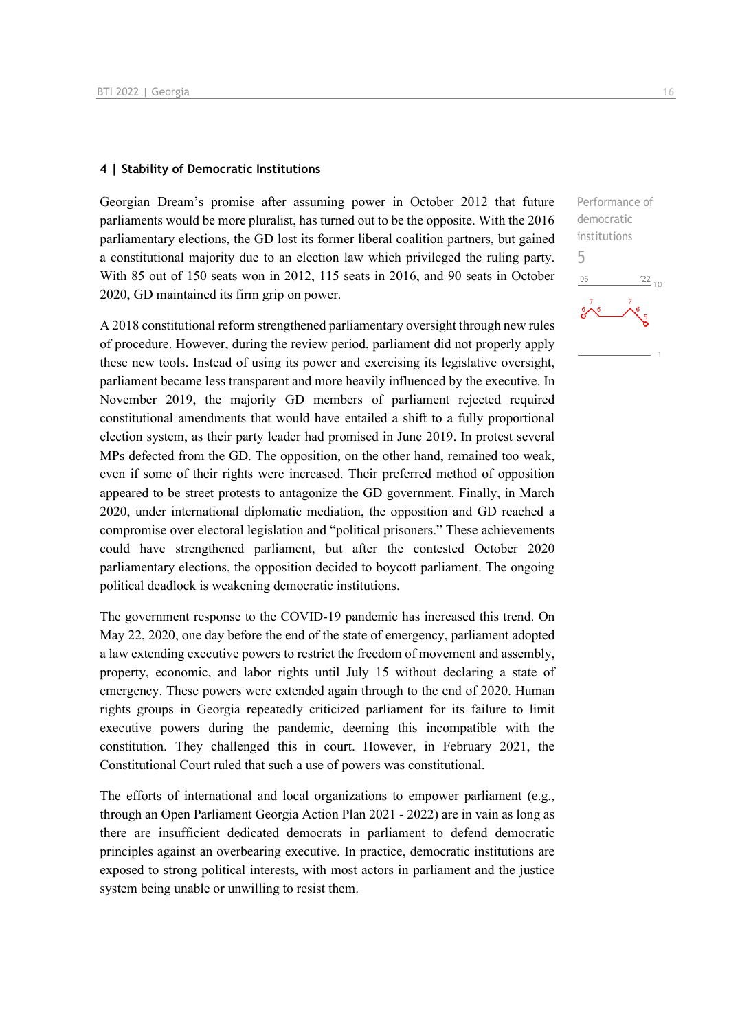## 4 | Stability of Democratic Institutions

Georgian Dream's promise after assuming power in October 2012 that future parliaments would be more pluralist, has turned out to be the opposite. With the 2016 parliamentary elections, the GD lost its former liberal coalition partners, but gained a constitutional majority due to an election law which privileged the ruling party. With 85 out of 150 seats won in 2012, 115 seats in 2016, and 90 seats in October 2020, GD maintained its firm grip on power.

Performance of democratic institutions
5

A 2018 constitutional reform strengthened parliamentary oversight through new rules of procedure. However, during the review period, parliament did not properly apply these new tools. Instead of using its power and exercising its legislative oversight, parliament became less transparent and more heavily influenced by the executive. In November 2019, the majority GD members of parliament rejected required constitutional amendments that would have entailed a shift to a fully proportional election system, as their party leader had promised in June 2019. In protest several MPs defected from the GD. The opposition, on the other hand, remained too weak, even if some of their rights were increased. Their preferred method of opposition appeared to be street protests to antagonize the GD government. Finally, in March 2020, under international diplomatic mediation, the opposition and GD reached a compromise over electoral legislation and "political prisoners." These achievements could have strengthened parliament, but after the contested October 2020 parliamentary elections, the opposition decided to boycott parliament. The ongoing political deadlock is weakening democratic institutions.

The government response to the COVID-19 pandemic has increased this trend. On May 22, 2020, one day before the end of the state of emergency, parliament adopted a law extending executive powers to restrict the freedom of movement and assembly, property, economic, and labor rights until July 15 without declaring a state of emergency. These powers were extended again through to the end of 2020. Human rights groups in Georgia repeatedly criticized parliament for its failure to limit executive powers during the pandemic, deeming this incompatible with the constitution. They challenged this in court. However, in February 2021, the Constitutional Court ruled that such a use of powers was constitutional.

The efforts of international and local organizations to empower parliament (e.g., through an Open Parliament Georgia Action Plan 2021 - 2022) are in vain as long as there are insufficient dedicated democrats in parliament to defend democratic principles against an overbearing executive. In practice, democratic institutions are exposed to strong political interests, with most actors in parliament and the justice system being unable or unwilling to resist them.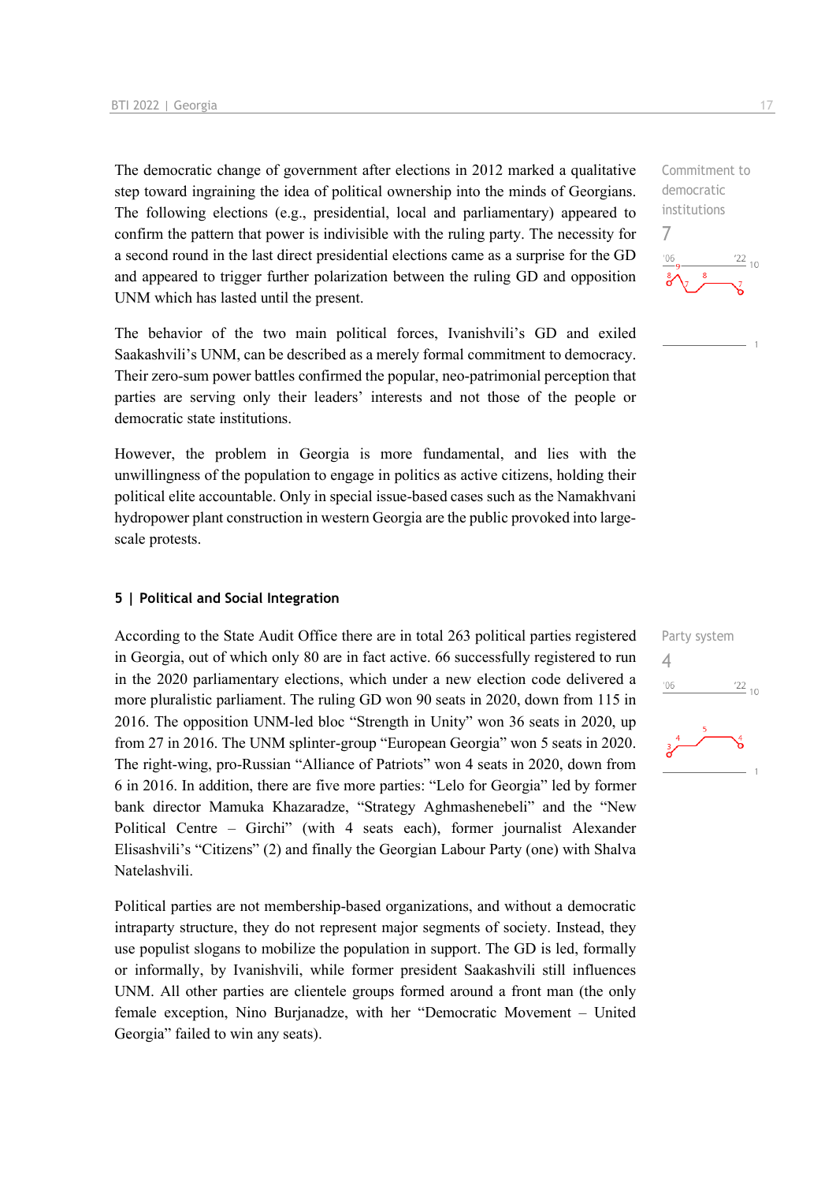The democratic change of government after elections in 2012 marked a qualitative step toward ingraining the idea of political ownership into the minds of Georgians. The following elections (e.g., presidential, local and parliamentary) appeared to confirm the pattern that power is indivisible with the ruling party. The necessity for a second round in the last direct presidential elections came as a surprise for the GD and appeared to trigger further polarization between the ruling GD and opposition UNM which has lasted until the present.

Commitment to democratic institutions
7

The behavior of the two main political forces, Ivanishvili's GD and exiled Saakashvili's UNM, can be described as a merely formal commitment to democracy. Their zero-sum power battles confirmed the popular, neo-patrimonial perception that parties are serving only their leaders' interests and not those of the people or democratic state institutions.

However, the problem in Georgia is more fundamental, and lies with the unwillingness of the population to engage in politics as active citizens, holding their political elite accountable. Only in special issue-based cases such as the Namakhvani hydropower plant construction in western Georgia are the public provoked into large-scale protests.

## 5 | Political and Social Integration

Party system
4

According to the State Audit Office there are in total 263 political parties registered in Georgia, out of which only 80 are in fact active. 66 successfully registered to run in the 2020 parliamentary elections, which under a new election code delivered a more pluralistic parliament. The ruling GD won 90 seats in 2020, down from 115 in 2016. The opposition UNM-led bloc "Strength in Unity" won 36 seats in 2020, up from 27 in 2016. The UNM splinter-group "European Georgia" won 5 seats in 2020. The right-wing, pro-Russian "Alliance of Patriots" won 4 seats in 2020, down from 6 in 2016. In addition, there are five more parties: "Lelo for Georgia" led by former bank director Mamuka Khazaradze, "Strategy Aghmashenebeli" and the "New Political Centre – Girchi" (with 4 seats each), former journalist Alexander Elisashvili's "Citizens" (2) and finally the Georgian Labour Party (one) with Shalva Natelashvili.

Political parties are not membership-based organizations, and without a democratic intraparty structure, they do not represent major segments of society. Instead, they use populist slogans to mobilize the population in support. The GD is led, formally or informally, by Ivanishvili, while former president Saakashvili still influences UNM. All other parties are clientele groups formed around a front man (the only female exception, Nino Burjanadze, with her "Democratic Movement – United Georgia" failed to win any seats).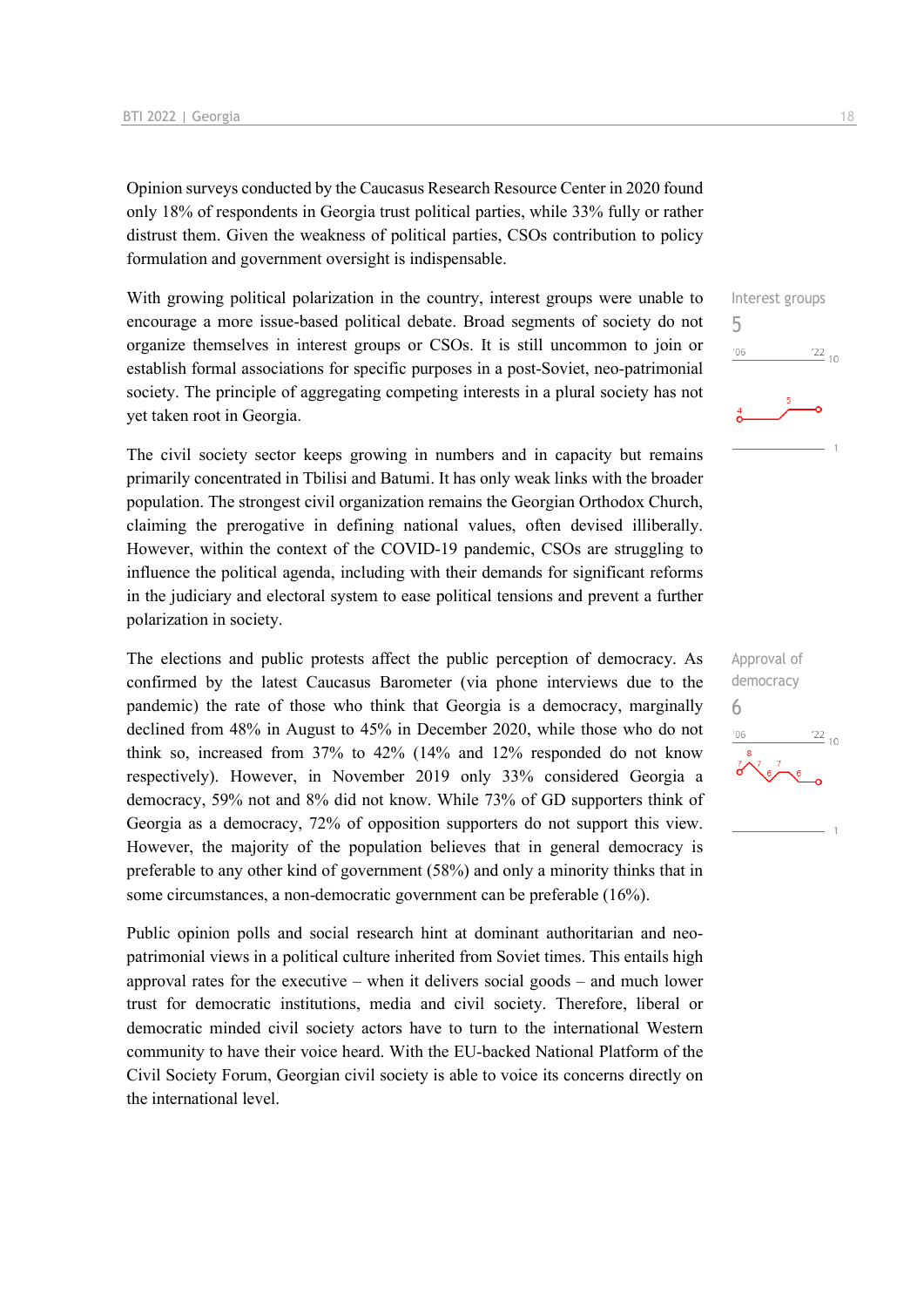Opinion surveys conducted by the Caucasus Research Resource Center in 2020 found only 18% of respondents in Georgia trust political parties, while 33% fully or rather distrust them. Given the weakness of political parties, CSOs contribution to policy formulation and government oversight is indispensable.

Interest groups
5

With growing political polarization in the country, interest groups were unable to encourage a more issue-based political debate. Broad segments of society do not organize themselves in interest groups or CSOs. It is still uncommon to join or establish formal associations for specific purposes in a post-Soviet, neo-patrimonial society. The principle of aggregating competing interests in a plural society has not yet taken root in Georgia.

The civil society sector keeps growing in numbers and in capacity but remains primarily concentrated in Tbilisi and Batumi. It has only weak links with the broader population. The strongest civil organization remains the Georgian Orthodox Church, claiming the prerogative in defining national values, often devised illiberally. However, within the context of the COVID-19 pandemic, CSOs are struggling to influence the political agenda, including with their demands for significant reforms in the judiciary and electoral system to ease political tensions and prevent a further polarization in society.

Approval of democracy
6

The elections and public protests affect the public perception of democracy. As confirmed by the latest Caucasus Barometer (via phone interviews due to the pandemic) the rate of those who think that Georgia is a democracy, marginally declined from 48% in August to 45% in December 2020, while those who do not think so, increased from 37% to 42% (14% and 12% responded do not know respectively). However, in November 2019 only 33% considered Georgia a democracy, 59% not and 8% did not know. While 73% of GD supporters think of Georgia as a democracy, 72% of opposition supporters do not support this view. However, the majority of the population believes that in general democracy is preferable to any other kind of government (58%) and only a minority thinks that in some circumstances, a non-democratic government can be preferable (16%).

Public opinion polls and social research hint at dominant authoritarian and neo-patrimonial views in a political culture inherited from Soviet times. This entails high approval rates for the executive – when it delivers social goods – and much lower trust for democratic institutions, media and civil society. Therefore, liberal or democratic minded civil society actors have to turn to the international Western community to have their voice heard. With the EU-backed National Platform of the Civil Society Forum, Georgian civil society is able to voice its concerns directly on the international level.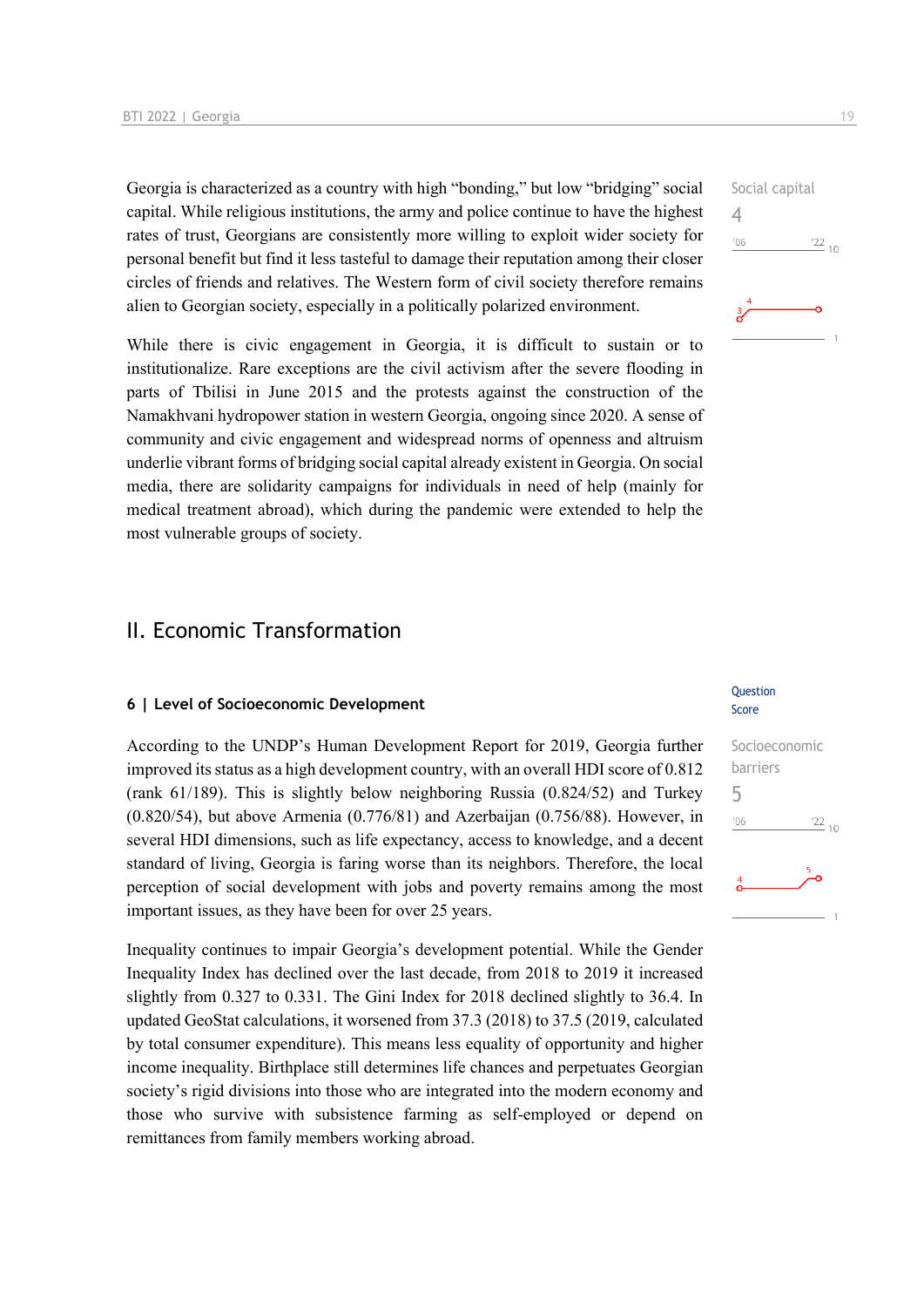Georgia is characterized as a country with high “bonding,” but low “bridging” social capital. While religious institutions, the army and police continue to have the highest rates of trust, Georgians are consistently more willing to exploit wider society for personal benefit but find it less tasteful to damage their reputation among their closer circles of friends and relatives. The Western form of civil society therefore remains alien to Georgian society, especially in a politically polarized environment.

Social capital
4

While there is civic engagement in Georgia, it is difficult to sustain or to institutionalize. Rare exceptions are the civil activism after the severe flooding in parts of Tbilisi in June 2015 and the protests against the construction of the Namakhvani hydropower station in western Georgia, ongoing since 2020. A sense of community and civic engagement and widespread norms of openness and altruism underlie vibrant forms of bridging social capital already existent in Georgia. On social media, there are solidarity campaigns for individuals in need of help (mainly for medical treatment abroad), which during the pandemic were extended to help the most vulnerable groups of society.

## II. Economic Transformation

### 6 | Level of Socioeconomic Development

Question Score

According to the UNDP’s Human Development Report for 2019, Georgia further improved its status as a high development country, with an overall HDI score of 0.812 (rank 61/189). This is slightly below neighboring Russia (0.824/52) and Turkey (0.820/54), but above Armenia (0.776/81) and Azerbaijan (0.756/88). However, in several HDI dimensions, such as life expectancy, access to knowledge, and a decent standard of living, Georgia is faring worse than its neighbors. Therefore, the local perception of social development with jobs and poverty remains among the most important issues, as they have been for over 25 years.

Socioeconomic barriers
5

Inequality continues to impair Georgia’s development potential. While the Gender Inequality Index has declined over the last decade, from 2018 to 2019 it increased slightly from 0.327 to 0.331. The Gini Index for 2018 declined slightly to 36.4. In updated GeoStat calculations, it worsened from 37.3 (2018) to 37.5 (2019, calculated by total consumer expenditure). This means less equality of opportunity and higher income inequality. Birthplace still determines life chances and perpetuates Georgian society’s rigid divisions into those who are integrated into the modern economy and those who survive with subsistence farming as self-employed or depend on remittances from family members working abroad.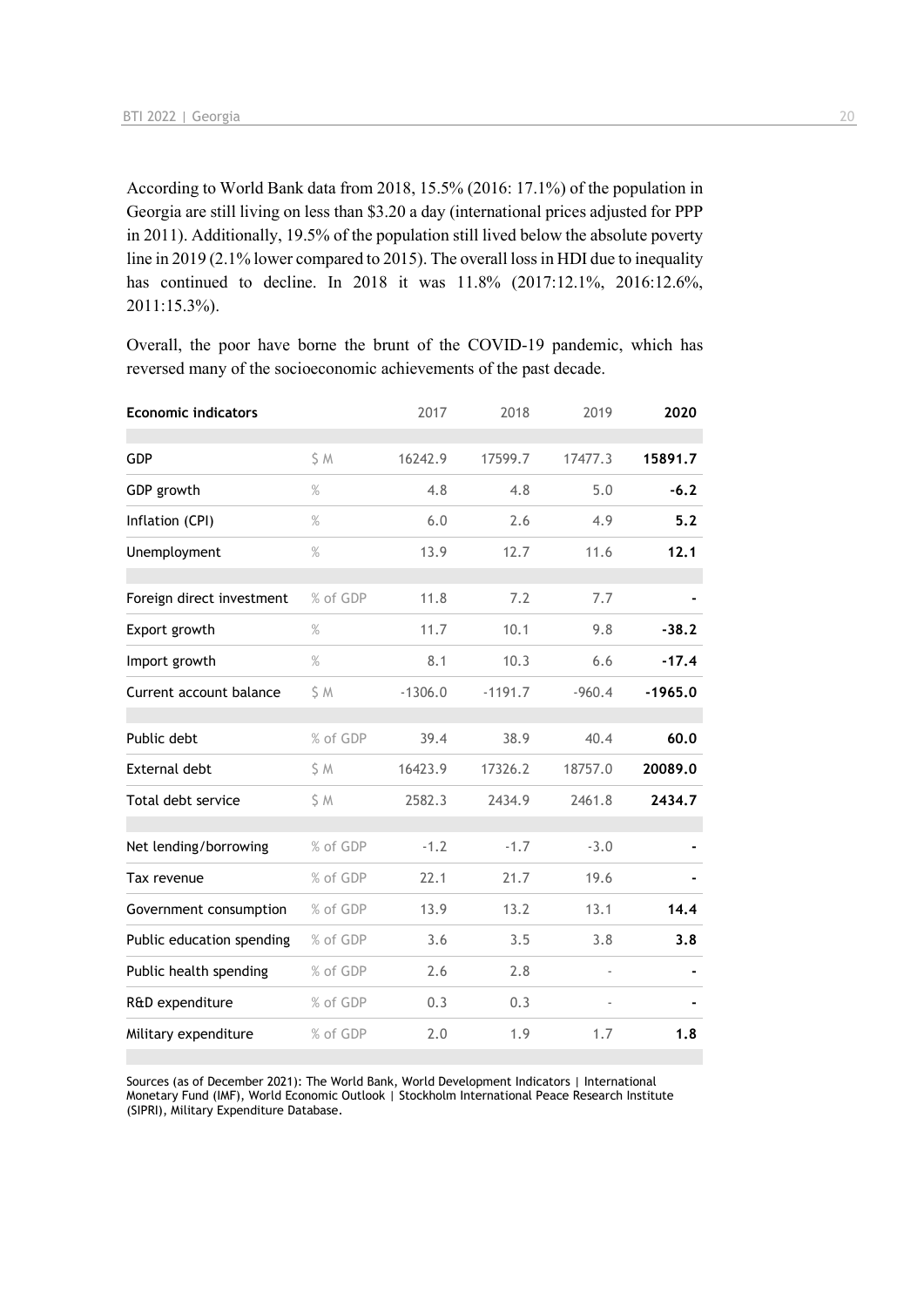According to World Bank data from 2018, 15.5% (2016: 17.1%) of the population in Georgia are still living on less than $3.20 a day (international prices adjusted for PPP in 2011). Additionally, 19.5% of the population still lived below the absolute poverty line in 2019 (2.1% lower compared to 2015). The overall loss in HDI due to inequality has continued to decline. In 2018 it was 11.8% (2017:12.1%, 2016:12.6%, 2011:15.3%).

Overall, the poor have borne the brunt of the COVID-19 pandemic, which has reversed many of the socioeconomic achievements of the past decade.

| Economic indicators | | 2017 | 2018 | 2019 | 2020 |
|---|---|---|---|---|---|
| GDP | $ M | 16242.9 | 17599.7 | 17477.3 | **15891.7** |
| GDP growth | % | 4.8 | 4.8 | 5.0 | **-6.2** |
| Inflation (CPI) | % | 6.0 | 2.6 | 4.9 | **5.2** |
| Unemployment | % | 13.9 | 12.7 | 11.6 | **12.1** |
| Foreign direct investment | % of GDP | 11.8 | 7.2 | 7.7 | **-** |
| Export growth | % | 11.7 | 10.1 | 9.8 | **-38.2** |
| Import growth | % | 8.1 | 10.3 | 6.6 | **-17.4** |
| Current account balance | $ M | -1306.0 | -1191.7 | -960.4 | **-1965.0** |
| Public debt | % of GDP | 39.4 | 38.9 | 40.4 | **60.0** |
| External debt | $ M | 16423.9 | 17326.2 | 18757.0 | **20089.0** |
| Total debt service | $ M | 2582.3 | 2434.9 | 2461.8 | **2434.7** |
| Net lending/borrowing | % of GDP | -1.2 | -1.7 | -3.0 | **-** |
| Tax revenue | % of GDP | 22.1 | 21.7 | 19.6 | **-** |
| Government consumption | % of GDP | 13.9 | 13.2 | 13.1 | **14.4** |
| Public education spending | % of GDP | 3.6 | 3.5 | 3.8 | **3.8** |
| Public health spending | % of GDP | 2.6 | 2.8 | - | **-** |
| R&D expenditure | % of GDP | 0.3 | 0.3 | - | **-** |
| Military expenditure | % of GDP | 2.0 | 1.9 | 1.7 | **1.8** |

Sources (as of December 2021): The World Bank, World Development Indicators | International Monetary Fund (IMF), World Economic Outlook | Stockholm International Peace Research Institute (SIPRI), Military Expenditure Database.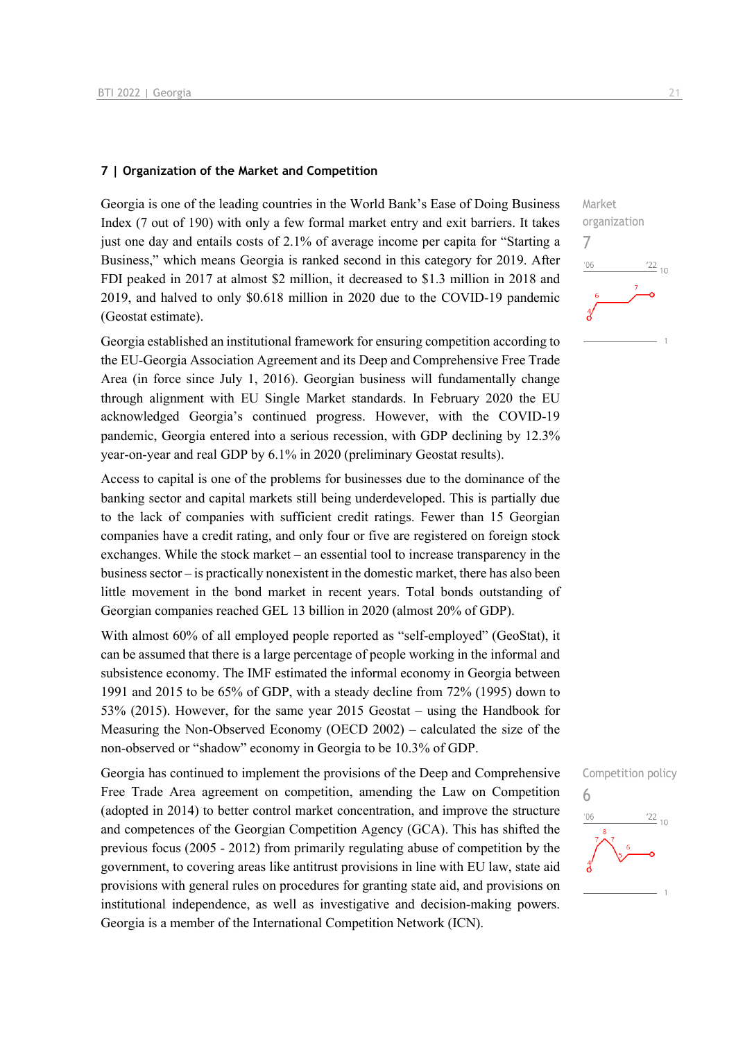## 7 | Organization of the Market and Competition

Market organization
7

Georgia is one of the leading countries in the World Bank's Ease of Doing Business Index (7 out of 190) with only a few formal market entry and exit barriers. It takes just one day and entails costs of 2.1% of average income per capita for "Starting a Business," which means Georgia is ranked second in this category for 2019. After FDI peaked in 2017 at almost $2 million, it decreased to $1.3 million in 2018 and 2019, and halved to only $0.618 million in 2020 due to the COVID-19 pandemic (Geostat estimate).

Georgia established an institutional framework for ensuring competition according to the EU-Georgia Association Agreement and its Deep and Comprehensive Free Trade Area (in force since July 1, 2016). Georgian business will fundamentally change through alignment with EU Single Market standards. In February 2020 the EU acknowledged Georgia's continued progress. However, with the COVID-19 pandemic, Georgia entered into a serious recession, with GDP declining by 12.3% year-on-year and real GDP by 6.1% in 2020 (preliminary Geostat results).

Access to capital is one of the problems for businesses due to the dominance of the banking sector and capital markets still being underdeveloped. This is partially due to the lack of companies with sufficient credit ratings. Fewer than 15 Georgian companies have a credit rating, and only four or five are registered on foreign stock exchanges. While the stock market – an essential tool to increase transparency in the business sector – is practically nonexistent in the domestic market, there has also been little movement in the bond market in recent years. Total bonds outstanding of Georgian companies reached GEL 13 billion in 2020 (almost 20% of GDP).

With almost 60% of all employed people reported as "self-employed" (GeoStat), it can be assumed that there is a large percentage of people working in the informal and subsistence economy. The IMF estimated the informal economy in Georgia between 1991 and 2015 to be 65% of GDP, with a steady decline from 72% (1995) down to 53% (2015). However, for the same year 2015 Geostat – using the Handbook for Measuring the Non-Observed Economy (OECD 2002) – calculated the size of the non-observed or "shadow" economy in Georgia to be 10.3% of GDP.

Competition policy
6

Georgia has continued to implement the provisions of the Deep and Comprehensive Free Trade Area agreement on competition, amending the Law on Competition (adopted in 2014) to better control market concentration, and improve the structure and competences of the Georgian Competition Agency (GCA). This has shifted the previous focus (2005 - 2012) from primarily regulating abuse of competition by the government, to covering areas like antitrust provisions in line with EU law, state aid provisions with general rules on procedures for granting state aid, and provisions on institutional independence, as well as investigative and decision-making powers. Georgia is a member of the International Competition Network (ICN).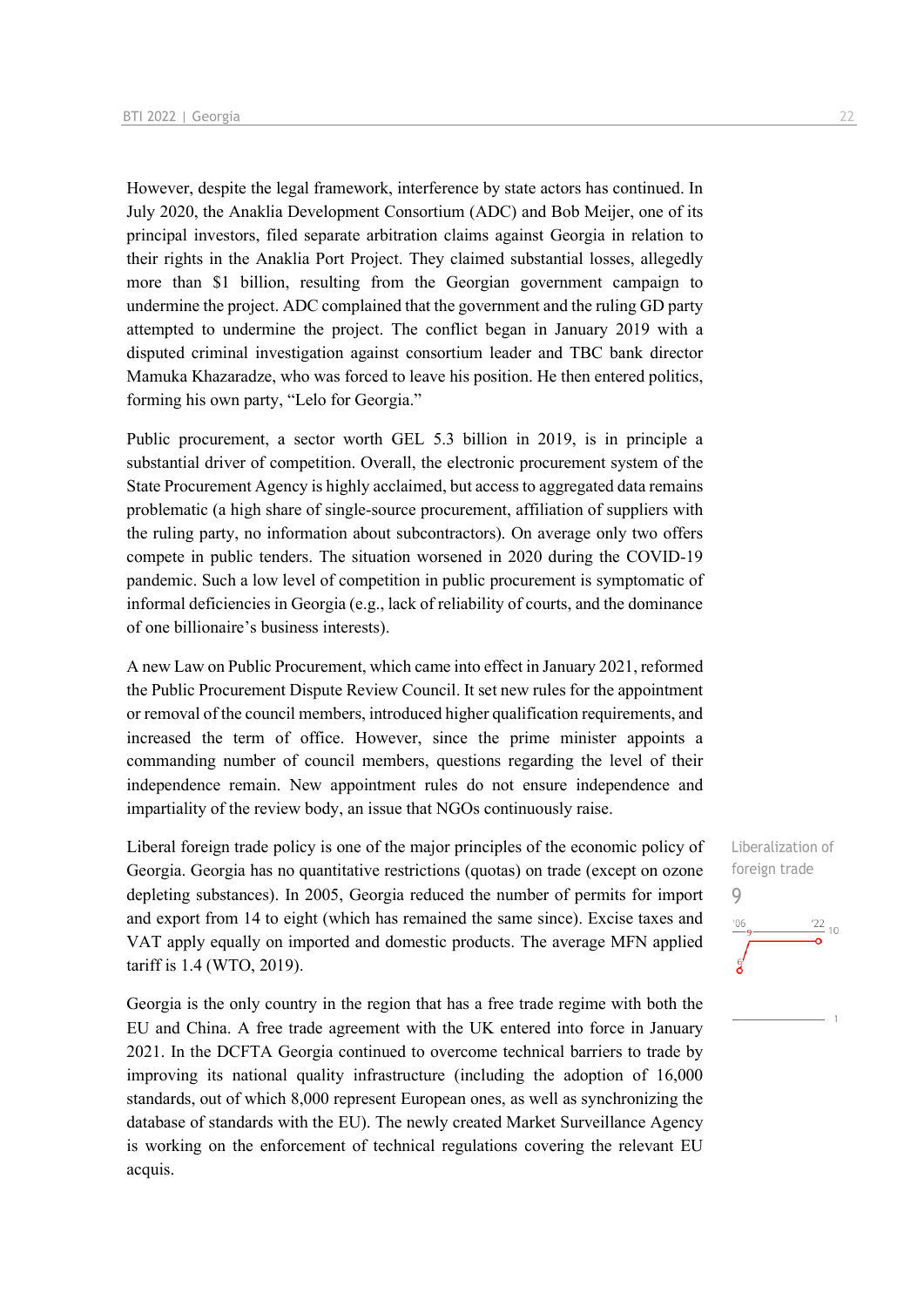However, despite the legal framework, interference by state actors has continued. In July 2020, the Anaklia Development Consortium (ADC) and Bob Meijer, one of its principal investors, filed separate arbitration claims against Georgia in relation to their rights in the Anaklia Port Project. They claimed substantial losses, allegedly more than $1 billion, resulting from the Georgian government campaign to undermine the project. ADC complained that the government and the ruling GD party attempted to undermine the project. The conflict began in January 2019 with a disputed criminal investigation against consortium leader and TBC bank director Mamuka Khazaradze, who was forced to leave his position. He then entered politics, forming his own party, "Lelo for Georgia."

Public procurement, a sector worth GEL 5.3 billion in 2019, is in principle a substantial driver of competition. Overall, the electronic procurement system of the State Procurement Agency is highly acclaimed, but access to aggregated data remains problematic (a high share of single-source procurement, affiliation of suppliers with the ruling party, no information about subcontractors). On average only two offers compete in public tenders. The situation worsened in 2020 during the COVID-19 pandemic. Such a low level of competition in public procurement is symptomatic of informal deficiencies in Georgia (e.g., lack of reliability of courts, and the dominance of one billionaire's business interests).

A new Law on Public Procurement, which came into effect in January 2021, reformed the Public Procurement Dispute Review Council. It set new rules for the appointment or removal of the council members, introduced higher qualification requirements, and increased the term of office. However, since the prime minister appoints a commanding number of council members, questions regarding the level of their independence remain. New appointment rules do not ensure independence and impartiality of the review body, an issue that NGOs continuously raise.

Liberalization of foreign trade

9

Liberal foreign trade policy is one of the major principles of the economic policy of Georgia. Georgia has no quantitative restrictions (quotas) on trade (except on ozone depleting substances). In 2005, Georgia reduced the number of permits for import and export from 14 to eight (which has remained the same since). Excise taxes and VAT apply equally on imported and domestic products. The average MFN applied tariff is 1.4 (WTO, 2019).

Georgia is the only country in the region that has a free trade regime with both the EU and China. A free trade agreement with the UK entered into force in January 2021. In the DCFTA Georgia continued to overcome technical barriers to trade by improving its national quality infrastructure (including the adoption of 16,000 standards, out of which 8,000 represent European ones, as well as synchronizing the database of standards with the EU). The newly created Market Surveillance Agency is working on the enforcement of technical regulations covering the relevant EU acquis.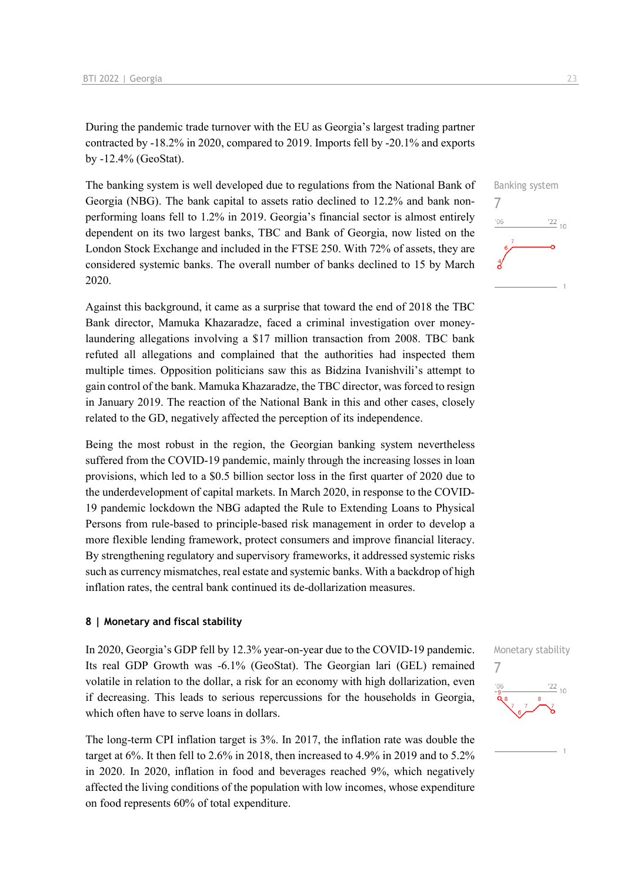During the pandemic trade turnover with the EU as Georgia's largest trading partner contracted by -18.2% in 2020, compared to 2019. Imports fell by -20.1% and exports by -12.4% (GeoStat).

Banking system
7

The banking system is well developed due to regulations from the National Bank of Georgia (NBG). The bank capital to assets ratio declined to 12.2% and bank non-performing loans fell to 1.2% in 2019. Georgia's financial sector is almost entirely dependent on its two largest banks, TBC and Bank of Georgia, now listed on the London Stock Exchange and included in the FTSE 250. With 72% of assets, they are considered systemic banks. The overall number of banks declined to 15 by March 2020.

Against this background, it came as a surprise that toward the end of 2018 the TBC Bank director, Mamuka Khazaradze, faced a criminal investigation over money-laundering allegations involving a $17 million transaction from 2008. TBC bank refuted all allegations and complained that the authorities had inspected them multiple times. Opposition politicians saw this as Bidzina Ivanishvili's attempt to gain control of the bank. Mamuka Khazaradze, the TBC director, was forced to resign in January 2019. The reaction of the National Bank in this and other cases, closely related to the GD, negatively affected the perception of its independence.

Being the most robust in the region, the Georgian banking system nevertheless suffered from the COVID-19 pandemic, mainly through the increasing losses in loan provisions, which led to a $0.5 billion sector loss in the first quarter of 2020 due to the underdevelopment of capital markets. In March 2020, in response to the COVID-19 pandemic lockdown the NBG adapted the Rule to Extending Loans to Physical Persons from rule-based to principle-based risk management in order to develop a more flexible lending framework, protect consumers and improve financial literacy. By strengthening regulatory and supervisory frameworks, it addressed systemic risks such as currency mismatches, real estate and systemic banks. With a backdrop of high inflation rates, the central bank continued its de-dollarization measures.

## 8 | Monetary and fiscal stability

Monetary stability
7

In 2020, Georgia's GDP fell by 12.3% year-on-year due to the COVID-19 pandemic. Its real GDP Growth was -6.1% (GeoStat). The Georgian lari (GEL) remained volatile in relation to the dollar, a risk for an economy with high dollarization, even if decreasing. This leads to serious repercussions for the households in Georgia, which often have to serve loans in dollars.

The long-term CPI inflation target is 3%. In 2017, the inflation rate was double the target at 6%. It then fell to 2.6% in 2018, then increased to 4.9% in 2019 and to 5.2% in 2020. In 2020, inflation in food and beverages reached 9%, which negatively affected the living conditions of the population with low incomes, whose expenditure on food represents 60% of total expenditure.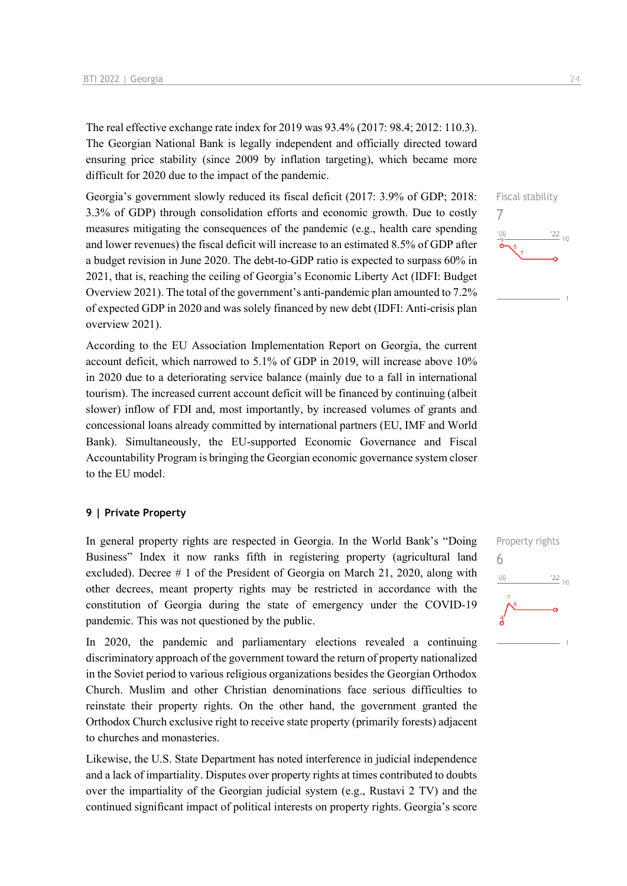The real effective exchange rate index for 2019 was 93.4% (2017: 98.4; 2012: 110.3). The Georgian National Bank is legally independent and officially directed toward ensuring price stability (since 2009 by inflation targeting), which became more difficult for 2020 due to the impact of the pandemic.

Fiscal stability

7

Georgia's government slowly reduced its fiscal deficit (2017: 3.9% of GDP; 2018: 3.3% of GDP) through consolidation efforts and economic growth. Due to costly measures mitigating the consequences of the pandemic (e.g., health care spending and lower revenues) the fiscal deficit will increase to an estimated 8.5% of GDP after a budget revision in June 2020. The debt-to-GDP ratio is expected to surpass 60% in 2021, that is, reaching the ceiling of Georgia's Economic Liberty Act (IDFI: Budget Overview 2021). The total of the government's anti-pandemic plan amounted to 7.2% of expected GDP in 2020 and was solely financed by new debt (IDFI: Anti-crisis plan overview 2021).

According to the EU Association Implementation Report on Georgia, the current account deficit, which narrowed to 5.1% of GDP in 2019, will increase above 10% in 2020 due to a deteriorating service balance (mainly due to a fall in international tourism). The increased current account deficit will be financed by continuing (albeit slower) inflow of FDI and, most importantly, by increased volumes of grants and concessional loans already committed by international partners (EU, IMF and World Bank). Simultaneously, the EU-supported Economic Governance and Fiscal Accountability Program is bringing the Georgian economic governance system closer to the EU model.

### 9 | Private Property

Property rights

6

In general property rights are respected in Georgia. In the World Bank's "Doing Business" Index it now ranks fifth in registering property (agricultural land excluded). Decree # 1 of the President of Georgia on March 21, 2020, along with other decrees, meant property rights may be restricted in accordance with the constitution of Georgia during the state of emergency under the COVID-19 pandemic. This was not questioned by the public.

In 2020, the pandemic and parliamentary elections revealed a continuing discriminatory approach of the government toward the return of property nationalized in the Soviet period to various religious organizations besides the Georgian Orthodox Church. Muslim and other Christian denominations face serious difficulties to reinstate their property rights. On the other hand, the government granted the Orthodox Church exclusive right to receive state property (primarily forests) adjacent to churches and monasteries.

Likewise, the U.S. State Department has noted interference in judicial independence and a lack of impartiality. Disputes over property rights at times contributed to doubts over the impartiality of the Georgian judicial system (e.g., Rustavi 2 TV) and the continued significant impact of political interests on property rights. Georgia's score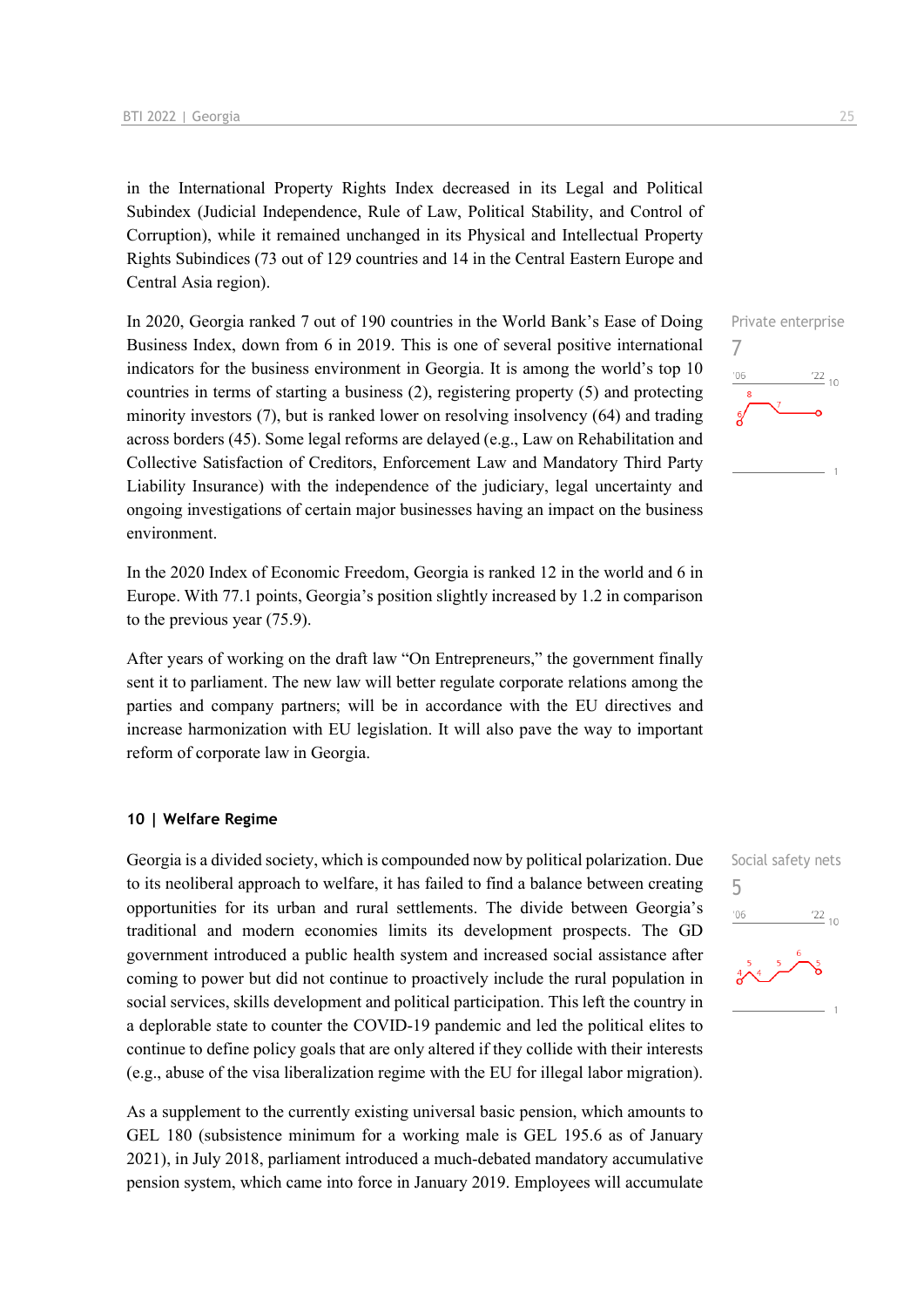in the International Property Rights Index decreased in its Legal and Political Subindex (Judicial Independence, Rule of Law, Political Stability, and Control of Corruption), while it remained unchanged in its Physical and Intellectual Property Rights Subindices (73 out of 129 countries and 14 in the Central Eastern Europe and Central Asia region).

In 2020, Georgia ranked 7 out of 190 countries in the World Bank's Ease of Doing Business Index, down from 6 in 2019. This is one of several positive international indicators for the business environment in Georgia. It is among the world's top 10 countries in terms of starting a business (2), registering property (5) and protecting minority investors (7), but is ranked lower on resolving insolvency (64) and trading across borders (45). Some legal reforms are delayed (e.g., Law on Rehabilitation and Collective Satisfaction of Creditors, Enforcement Law and Mandatory Third Party Liability Insurance) with the independence of the judiciary, legal uncertainty and ongoing investigations of certain major businesses having an impact on the business environment.

Private enterprise
7

In the 2020 Index of Economic Freedom, Georgia is ranked 12 in the world and 6 in Europe. With 77.1 points, Georgia's position slightly increased by 1.2 in comparison to the previous year (75.9).

After years of working on the draft law "On Entrepreneurs," the government finally sent it to parliament. The new law will better regulate corporate relations among the parties and company partners; will be in accordance with the EU directives and increase harmonization with EU legislation. It will also pave the way to important reform of corporate law in Georgia.

## 10 | Welfare Regime

Georgia is a divided society, which is compounded now by political polarization. Due to its neoliberal approach to welfare, it has failed to find a balance between creating opportunities for its urban and rural settlements. The divide between Georgia's traditional and modern economies limits its development prospects. The GD government introduced a public health system and increased social assistance after coming to power but did not continue to proactively include the rural population in social services, skills development and political participation. This left the country in a deplorable state to counter the COVID-19 pandemic and led the political elites to continue to define policy goals that are only altered if they collide with their interests (e.g., abuse of the visa liberalization regime with the EU for illegal labor migration).

Social safety nets
5

As a supplement to the currently existing universal basic pension, which amounts to GEL 180 (subsistence minimum for a working male is GEL 195.6 as of January 2021), in July 2018, parliament introduced a much-debated mandatory accumulative pension system, which came into force in January 2019. Employees will accumulate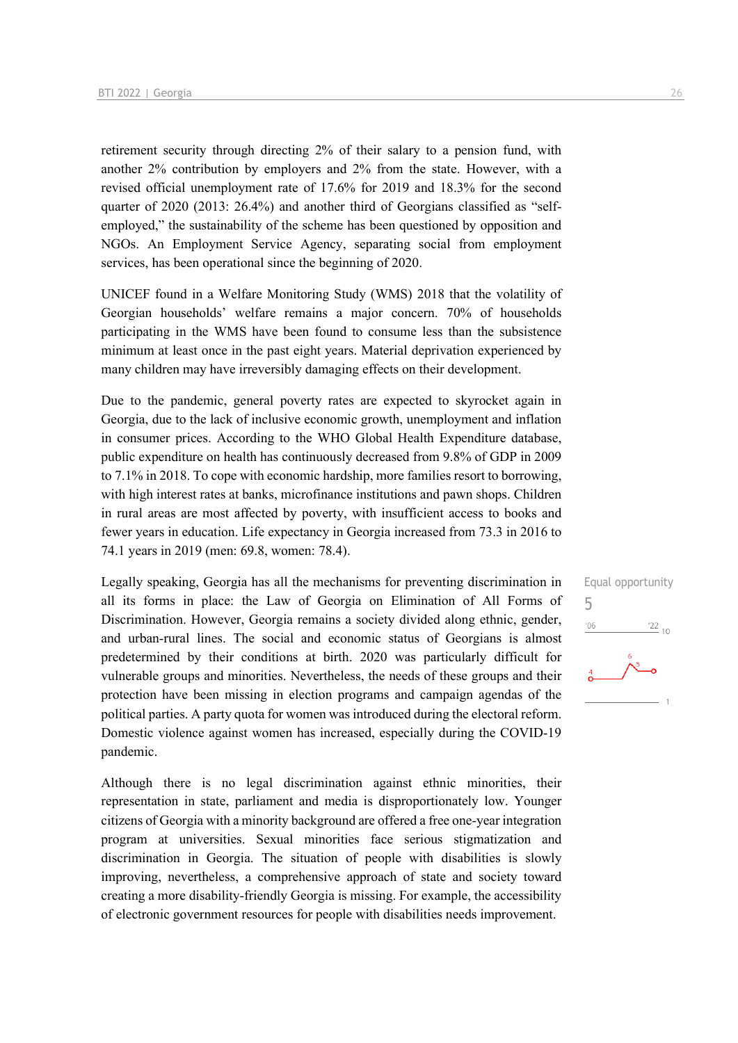retirement security through directing 2% of their salary to a pension fund, with another 2% contribution by employers and 2% from the state. However, with a revised official unemployment rate of 17.6% for 2019 and 18.3% for the second quarter of 2020 (2013: 26.4%) and another third of Georgians classified as "self-employed," the sustainability of the scheme has been questioned by opposition and NGOs. An Employment Service Agency, separating social from employment services, has been operational since the beginning of 2020.

UNICEF found in a Welfare Monitoring Study (WMS) 2018 that the volatility of Georgian households' welfare remains a major concern. 70% of households participating in the WMS have been found to consume less than the subsistence minimum at least once in the past eight years. Material deprivation experienced by many children may have irreversibly damaging effects on their development.

Due to the pandemic, general poverty rates are expected to skyrocket again in Georgia, due to the lack of inclusive economic growth, unemployment and inflation in consumer prices. According to the WHO Global Health Expenditure database, public expenditure on health has continuously decreased from 9.8% of GDP in 2009 to 7.1% in 2018. To cope with economic hardship, more families resort to borrowing, with high interest rates at banks, microfinance institutions and pawn shops. Children in rural areas are most affected by poverty, with insufficient access to books and fewer years in education. Life expectancy in Georgia increased from 73.3 in 2016 to 74.1 years in 2019 (men: 69.8, women: 78.4).

Equal opportunity
5

Legally speaking, Georgia has all the mechanisms for preventing discrimination in all its forms in place: the Law of Georgia on Elimination of All Forms of Discrimination. However, Georgia remains a society divided along ethnic, gender, and urban-rural lines. The social and economic status of Georgians is almost predetermined by their conditions at birth. 2020 was particularly difficult for vulnerable groups and minorities. Nevertheless, the needs of these groups and their protection have been missing in election programs and campaign agendas of the political parties. A party quota for women was introduced during the electoral reform. Domestic violence against women has increased, especially during the COVID-19 pandemic.

Although there is no legal discrimination against ethnic minorities, their representation in state, parliament and media is disproportionately low. Younger citizens of Georgia with a minority background are offered a free one-year integration program at universities. Sexual minorities face serious stigmatization and discrimination in Georgia. The situation of people with disabilities is slowly improving, nevertheless, a comprehensive approach of state and society toward creating a more disability-friendly Georgia is missing. For example, the accessibility of electronic government resources for people with disabilities needs improvement.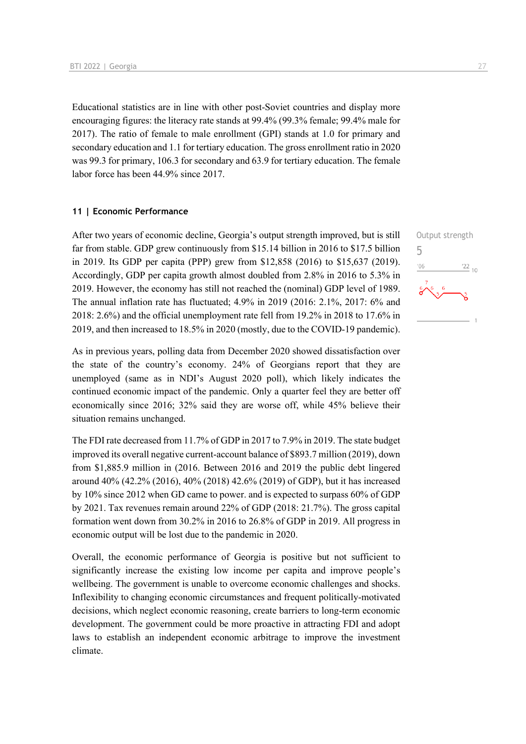Educational statistics are in line with other post-Soviet countries and display more encouraging figures: the literacy rate stands at 99.4% (99.3% female; 99.4% male for 2017). The ratio of female to male enrollment (GPI) stands at 1.0 for primary and secondary education and 1.1 for tertiary education. The gross enrollment ratio in 2020 was 99.3 for primary, 106.3 for secondary and 63.9 for tertiary education. The female labor force has been 44.9% since 2017.

### 11 | Economic Performance

Output strength

5

After two years of economic decline, Georgia's output strength improved, but is still far from stable. GDP grew continuously from $15.14 billion in 2016 to $17.5 billion in 2019. Its GDP per capita (PPP) grew from $12,858 (2016) to $15,637 (2019). Accordingly, GDP per capita growth almost doubled from 2.8% in 2016 to 5.3% in 2019. However, the economy has still not reached the (nominal) GDP level of 1989. The annual inflation rate has fluctuated; 4.9% in 2019 (2016: 2.1%, 2017: 6% and 2018: 2.6%) and the official unemployment rate fell from 19.2% in 2018 to 17.6% in 2019, and then increased to 18.5% in 2020 (mostly, due to the COVID-19 pandemic).

As in previous years, polling data from December 2020 showed dissatisfaction over the state of the country's economy. 24% of Georgians report that they are unemployed (same as in NDI's August 2020 poll), which likely indicates the continued economic impact of the pandemic. Only a quarter feel they are better off economically since 2016; 32% said they are worse off, while 45% believe their situation remains unchanged.

The FDI rate decreased from 11.7% of GDP in 2017 to 7.9% in 2019. The state budget improved its overall negative current-account balance of $893.7 million (2019), down from $1,885.9 million in (2016. Between 2016 and 2019 the public debt lingered around 40% (42.2% (2016), 40% (2018) 42.6% (2019) of GDP), but it has increased by 10% since 2012 when GD came to power. and is expected to surpass 60% of GDP by 2021. Tax revenues remain around 22% of GDP (2018: 21.7%). The gross capital formation went down from 30.2% in 2016 to 26.8% of GDP in 2019. All progress in economic output will be lost due to the pandemic in 2020.

Overall, the economic performance of Georgia is positive but not sufficient to significantly increase the existing low income per capita and improve people's wellbeing. The government is unable to overcome economic challenges and shocks. Inflexibility to changing economic circumstances and frequent politically-motivated decisions, which neglect economic reasoning, create barriers to long-term economic development. The government could be more proactive in attracting FDI and adopt laws to establish an independent economic arbitrage to improve the investment climate.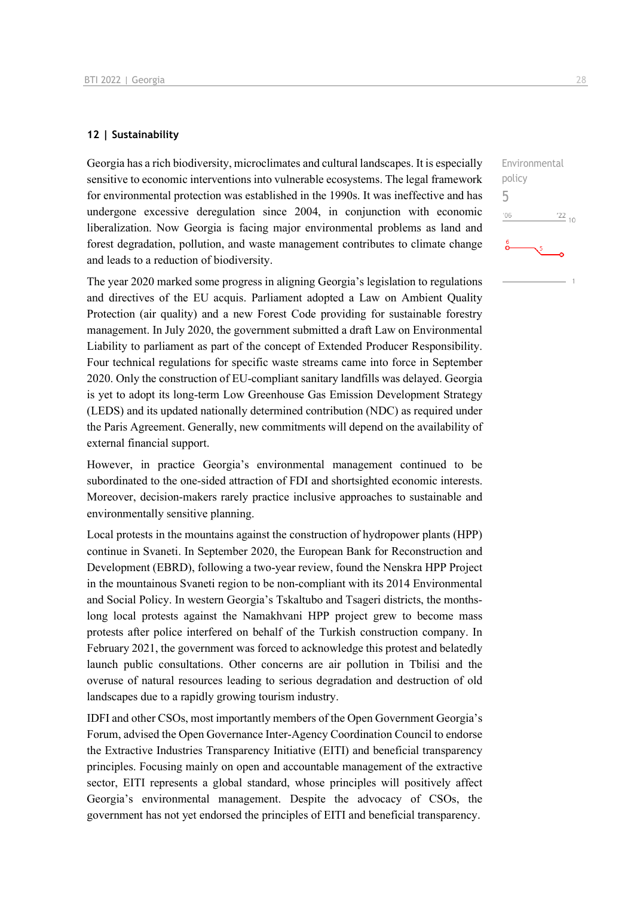## 12 | Sustainability

Georgia has a rich biodiversity, microclimates and cultural landscapes. It is especially sensitive to economic interventions into vulnerable ecosystems. The legal framework for environmental protection was established in the 1990s. It was ineffective and has undergone excessive deregulation since 2004, in conjunction with economic liberalization. Now Georgia is facing major environmental problems as land and forest degradation, pollution, and waste management contributes to climate change and leads to a reduction of biodiversity.

Environmental policy
5

The year 2020 marked some progress in aligning Georgia's legislation to regulations and directives of the EU acquis. Parliament adopted a Law on Ambient Quality Protection (air quality) and a new Forest Code providing for sustainable forestry management. In July 2020, the government submitted a draft Law on Environmental Liability to parliament as part of the concept of Extended Producer Responsibility. Four technical regulations for specific waste streams came into force in September 2020. Only the construction of EU-compliant sanitary landfills was delayed. Georgia is yet to adopt its long-term Low Greenhouse Gas Emission Development Strategy (LEDS) and its updated nationally determined contribution (NDC) as required under the Paris Agreement. Generally, new commitments will depend on the availability of external financial support.

However, in practice Georgia's environmental management continued to be subordinated to the one-sided attraction of FDI and shortsighted economic interests. Moreover, decision-makers rarely practice inclusive approaches to sustainable and environmentally sensitive planning.

Local protests in the mountains against the construction of hydropower plants (HPP) continue in Svaneti. In September 2020, the European Bank for Reconstruction and Development (EBRD), following a two-year review, found the Nenskra HPP Project in the mountainous Svaneti region to be non-compliant with its 2014 Environmental and Social Policy. In western Georgia's Tskaltubo and Tsageri districts, the months-long local protests against the Namakhvani HPP project grew to become mass protests after police interfered on behalf of the Turkish construction company. In February 2021, the government was forced to acknowledge this protest and belatedly launch public consultations. Other concerns are air pollution in Tbilisi and the overuse of natural resources leading to serious degradation and destruction of old landscapes due to a rapidly growing tourism industry.

IDFI and other CSOs, most importantly members of the Open Government Georgia's Forum, advised the Open Governance Inter-Agency Coordination Council to endorse the Extractive Industries Transparency Initiative (EITI) and beneficial transparency principles. Focusing mainly on open and accountable management of the extractive sector, EITI represents a global standard, whose principles will positively affect Georgia's environmental management. Despite the advocacy of CSOs, the government has not yet endorsed the principles of EITI and beneficial transparency.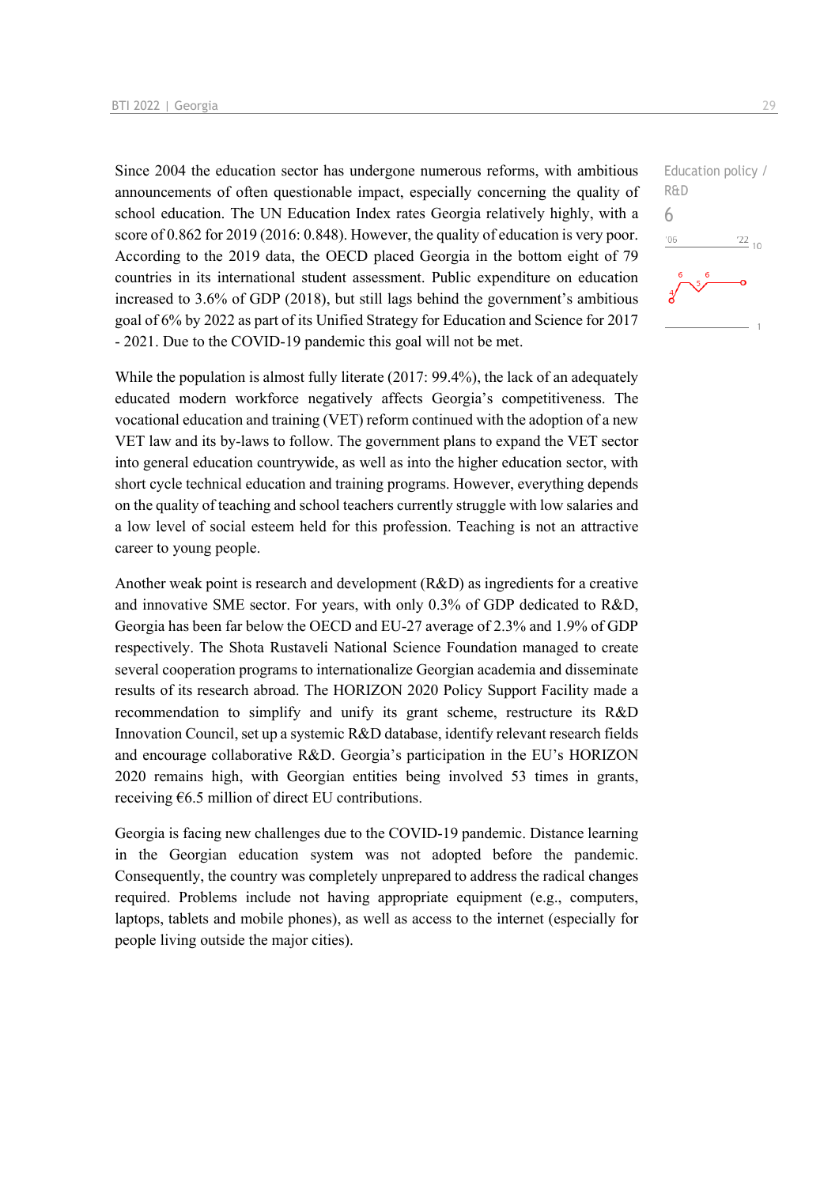Since 2004 the education sector has undergone numerous reforms, with ambitious announcements of often questionable impact, especially concerning the quality of school education. The UN Education Index rates Georgia relatively highly, with a score of 0.862 for 2019 (2016: 0.848). However, the quality of education is very poor. According to the 2019 data, the OECD placed Georgia in the bottom eight of 79 countries in its international student assessment. Public expenditure on education increased to 3.6% of GDP (2018), but still lags behind the government's ambitious goal of 6% by 2022 as part of its Unified Strategy for Education and Science for 2017 - 2021. Due to the COVID-19 pandemic this goal will not be met.

Education policy / R&D
6

While the population is almost fully literate (2017: 99.4%), the lack of an adequately educated modern workforce negatively affects Georgia's competitiveness. The vocational education and training (VET) reform continued with the adoption of a new VET law and its by-laws to follow. The government plans to expand the VET sector into general education countrywide, as well as into the higher education sector, with short cycle technical education and training programs. However, everything depends on the quality of teaching and school teachers currently struggle with low salaries and a low level of social esteem held for this profession. Teaching is not an attractive career to young people.

Another weak point is research and development (R&D) as ingredients for a creative and innovative SME sector. For years, with only 0.3% of GDP dedicated to R&D, Georgia has been far below the OECD and EU-27 average of 2.3% and 1.9% of GDP respectively. The Shota Rustaveli National Science Foundation managed to create several cooperation programs to internationalize Georgian academia and disseminate results of its research abroad. The HORIZON 2020 Policy Support Facility made a recommendation to simplify and unify its grant scheme, restructure its R&D Innovation Council, set up a systemic R&D database, identify relevant research fields and encourage collaborative R&D. Georgia's participation in the EU's HORIZON 2020 remains high, with Georgian entities being involved 53 times in grants, receiving €6.5 million of direct EU contributions.

Georgia is facing new challenges due to the COVID-19 pandemic. Distance learning in the Georgian education system was not adopted before the pandemic. Consequently, the country was completely unprepared to address the radical changes required. Problems include not having appropriate equipment (e.g., computers, laptops, tablets and mobile phones), as well as access to the internet (especially for people living outside the major cities).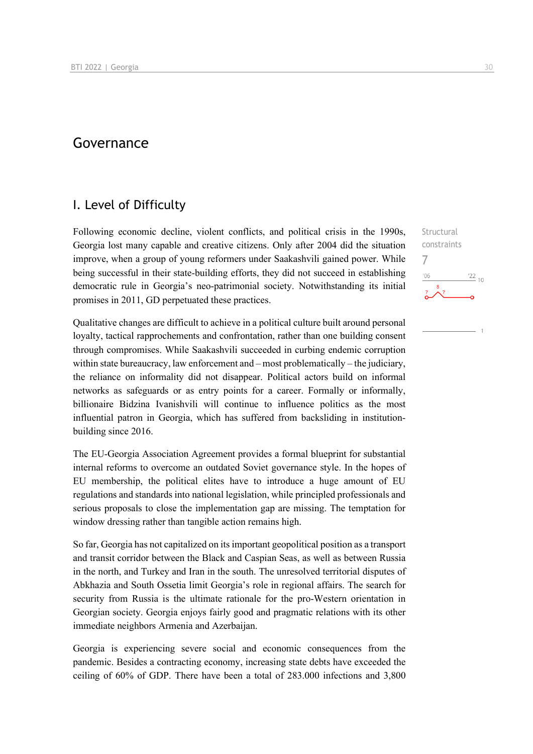# Governance

## I. Level of Difficulty

Structural constraints

7

Following economic decline, violent conflicts, and political crisis in the 1990s, Georgia lost many capable and creative citizens. Only after 2004 did the situation improve, when a group of young reformers under Saakashvili gained power. While being successful in their state-building efforts, they did not succeed in establishing democratic rule in Georgia's neo-patrimonial society. Notwithstanding its initial promises in 2011, GD perpetuated these practices.

Qualitative changes are difficult to achieve in a political culture built around personal loyalty, tactical rapprochements and confrontation, rather than one building consent through compromises. While Saakashvili succeeded in curbing endemic corruption within state bureaucracy, law enforcement and – most problematically – the judiciary, the reliance on informality did not disappear. Political actors build on informal networks as safeguards or as entry points for a career. Formally or informally, billionaire Bidzina Ivanishvili will continue to influence politics as the most influential patron in Georgia, which has suffered from backsliding in institution-building since 2016.

The EU-Georgia Association Agreement provides a formal blueprint for substantial internal reforms to overcome an outdated Soviet governance style. In the hopes of EU membership, the political elites have to introduce a huge amount of EU regulations and standards into national legislation, while principled professionals and serious proposals to close the implementation gap are missing. The temptation for window dressing rather than tangible action remains high.

So far, Georgia has not capitalized on its important geopolitical position as a transport and transit corridor between the Black and Caspian Seas, as well as between Russia in the north, and Turkey and Iran in the south. The unresolved territorial disputes of Abkhazia and South Ossetia limit Georgia's role in regional affairs. The search for security from Russia is the ultimate rationale for the pro-Western orientation in Georgian society. Georgia enjoys fairly good and pragmatic relations with its other immediate neighbors Armenia and Azerbaijan.

Georgia is experiencing severe social and economic consequences from the pandemic. Besides a contracting economy, increasing state debts have exceeded the ceiling of 60% of GDP. There have been a total of 283.000 infections and 3,800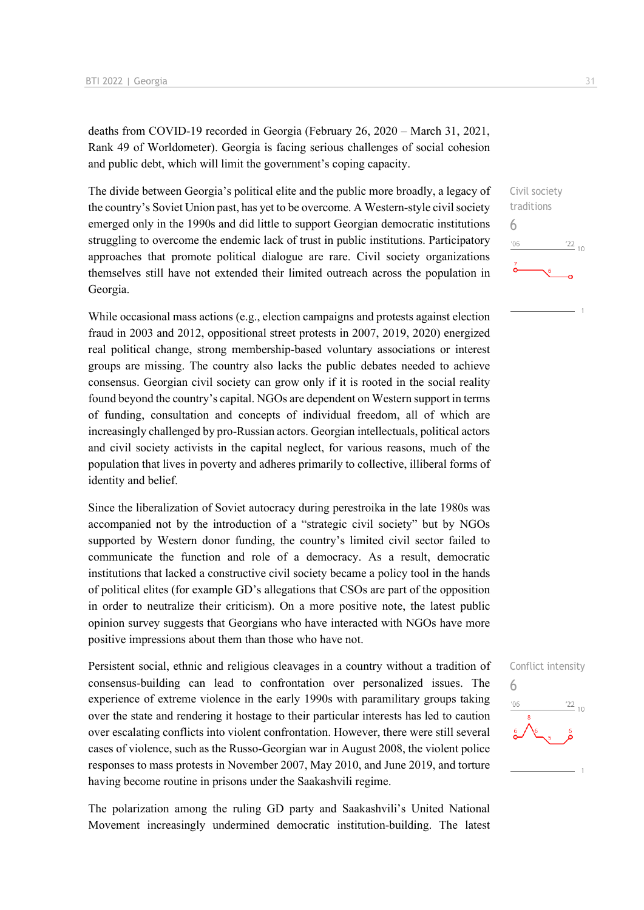deaths from COVID-19 recorded in Georgia (February 26, 2020 – March 31, 2021, Rank 49 of Worldometer). Georgia is facing serious challenges of social cohesion and public debt, which will limit the government's coping capacity.

Civil society traditions

6

The divide between Georgia's political elite and the public more broadly, a legacy of the country's Soviet Union past, has yet to be overcome. A Western-style civil society emerged only in the 1990s and did little to support Georgian democratic institutions struggling to overcome the endemic lack of trust in public institutions. Participatory approaches that promote political dialogue are rare. Civil society organizations themselves still have not extended their limited outreach across the population in Georgia.

While occasional mass actions (e.g., election campaigns and protests against election fraud in 2003 and 2012, oppositional street protests in 2007, 2019, 2020) energized real political change, strong membership-based voluntary associations or interest groups are missing. The country also lacks the public debates needed to achieve consensus. Georgian civil society can grow only if it is rooted in the social reality found beyond the country's capital. NGOs are dependent on Western support in terms of funding, consultation and concepts of individual freedom, all of which are increasingly challenged by pro-Russian actors. Georgian intellectuals, political actors and civil society activists in the capital neglect, for various reasons, much of the population that lives in poverty and adheres primarily to collective, illiberal forms of identity and belief.

Since the liberalization of Soviet autocracy during perestroika in the late 1980s was accompanied not by the introduction of a "strategic civil society" but by NGOs supported by Western donor funding, the country's limited civil sector failed to communicate the function and role of a democracy. As a result, democratic institutions that lacked a constructive civil society became a policy tool in the hands of political elites (for example GD's allegations that CSOs are part of the opposition in order to neutralize their criticism). On a more positive note, the latest public opinion survey suggests that Georgians who have interacted with NGOs have more positive impressions about them than those who have not.

Conflict intensity

6

Persistent social, ethnic and religious cleavages in a country without a tradition of consensus-building can lead to confrontation over personalized issues. The experience of extreme violence in the early 1990s with paramilitary groups taking over the state and rendering it hostage to their particular interests has led to caution over escalating conflicts into violent confrontation. However, there were still several cases of violence, such as the Russo-Georgian war in August 2008, the violent police responses to mass protests in November 2007, May 2010, and June 2019, and torture having become routine in prisons under the Saakashvili regime.

The polarization among the ruling GD party and Saakashvili's United National Movement increasingly undermined democratic institution-building. The latest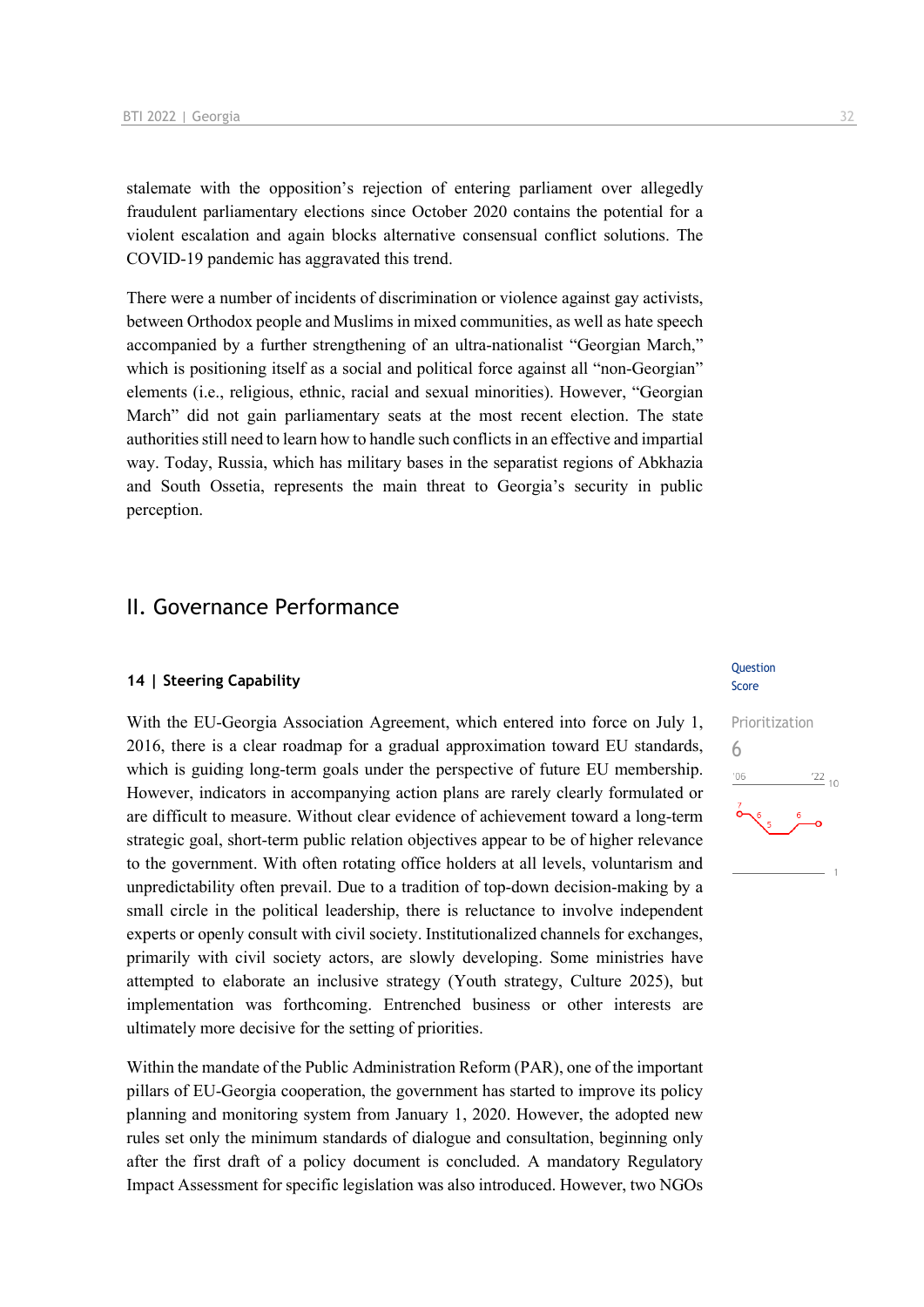stalemate with the opposition's rejection of entering parliament over allegedly fraudulent parliamentary elections since October 2020 contains the potential for a violent escalation and again blocks alternative consensual conflict solutions. The COVID-19 pandemic has aggravated this trend.

There were a number of incidents of discrimination or violence against gay activists, between Orthodox people and Muslims in mixed communities, as well as hate speech accompanied by a further strengthening of an ultra-nationalist "Georgian March," which is positioning itself as a social and political force against all "non-Georgian" elements (i.e., religious, ethnic, racial and sexual minorities). However, "Georgian March" did not gain parliamentary seats at the most recent election. The state authorities still need to learn how to handle such conflicts in an effective and impartial way. Today, Russia, which has military bases in the separatist regions of Abkhazia and South Ossetia, represents the main threat to Georgia's security in public perception.

## II. Governance Performance

### 14 | Steering Capability

Question Score

Prioritization
6

With the EU-Georgia Association Agreement, which entered into force on July 1, 2016, there is a clear roadmap for a gradual approximation toward EU standards, which is guiding long-term goals under the perspective of future EU membership. However, indicators in accompanying action plans are rarely clearly formulated or are difficult to measure. Without clear evidence of achievement toward a long-term strategic goal, short-term public relation objectives appear to be of higher relevance to the government. With often rotating office holders at all levels, voluntarism and unpredictability often prevail. Due to a tradition of top-down decision-making by a small circle in the political leadership, there is reluctance to involve independent experts or openly consult with civil society. Institutionalized channels for exchanges, primarily with civil society actors, are slowly developing. Some ministries have attempted to elaborate an inclusive strategy (Youth strategy, Culture 2025), but implementation was forthcoming. Entrenched business or other interests are ultimately more decisive for the setting of priorities.

Within the mandate of the Public Administration Reform (PAR), one of the important pillars of EU-Georgia cooperation, the government has started to improve its policy planning and monitoring system from January 1, 2020. However, the adopted new rules set only the minimum standards of dialogue and consultation, beginning only after the first draft of a policy document is concluded. A mandatory Regulatory Impact Assessment for specific legislation was also introduced. However, two NGOs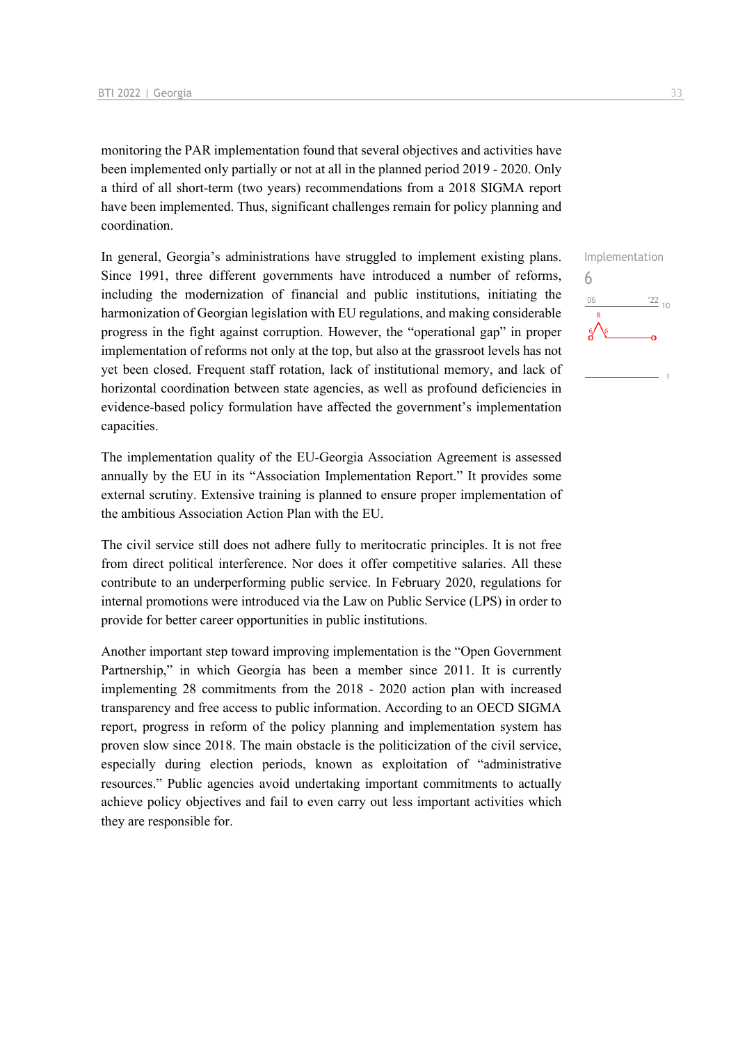monitoring the PAR implementation found that several objectives and activities have been implemented only partially or not at all in the planned period 2019 - 2020. Only a third of all short-term (two years) recommendations from a 2018 SIGMA report have been implemented. Thus, significant challenges remain for policy planning and coordination.

In general, Georgia's administrations have struggled to implement existing plans. Since 1991, three different governments have introduced a number of reforms, including the modernization of financial and public institutions, initiating the harmonization of Georgian legislation with EU regulations, and making considerable progress in the fight against corruption. However, the "operational gap" in proper implementation of reforms not only at the top, but also at the grassroot levels has not yet been closed. Frequent staff rotation, lack of institutional memory, and lack of horizontal coordination between state agencies, as well as profound deficiencies in evidence-based policy formulation have affected the government's implementation capacities.

Implementation
6

The implementation quality of the EU-Georgia Association Agreement is assessed annually by the EU in its "Association Implementation Report." It provides some external scrutiny. Extensive training is planned to ensure proper implementation of the ambitious Association Action Plan with the EU.

The civil service still does not adhere fully to meritocratic principles. It is not free from direct political interference. Nor does it offer competitive salaries. All these contribute to an underperforming public service. In February 2020, regulations for internal promotions were introduced via the Law on Public Service (LPS) in order to provide for better career opportunities in public institutions.

Another important step toward improving implementation is the "Open Government Partnership," in which Georgia has been a member since 2011. It is currently implementing 28 commitments from the 2018 - 2020 action plan with increased transparency and free access to public information. According to an OECD SIGMA report, progress in reform of the policy planning and implementation system has proven slow since 2018. The main obstacle is the politicization of the civil service, especially during election periods, known as exploitation of "administrative resources." Public agencies avoid undertaking important commitments to actually achieve policy objectives and fail to even carry out less important activities which they are responsible for.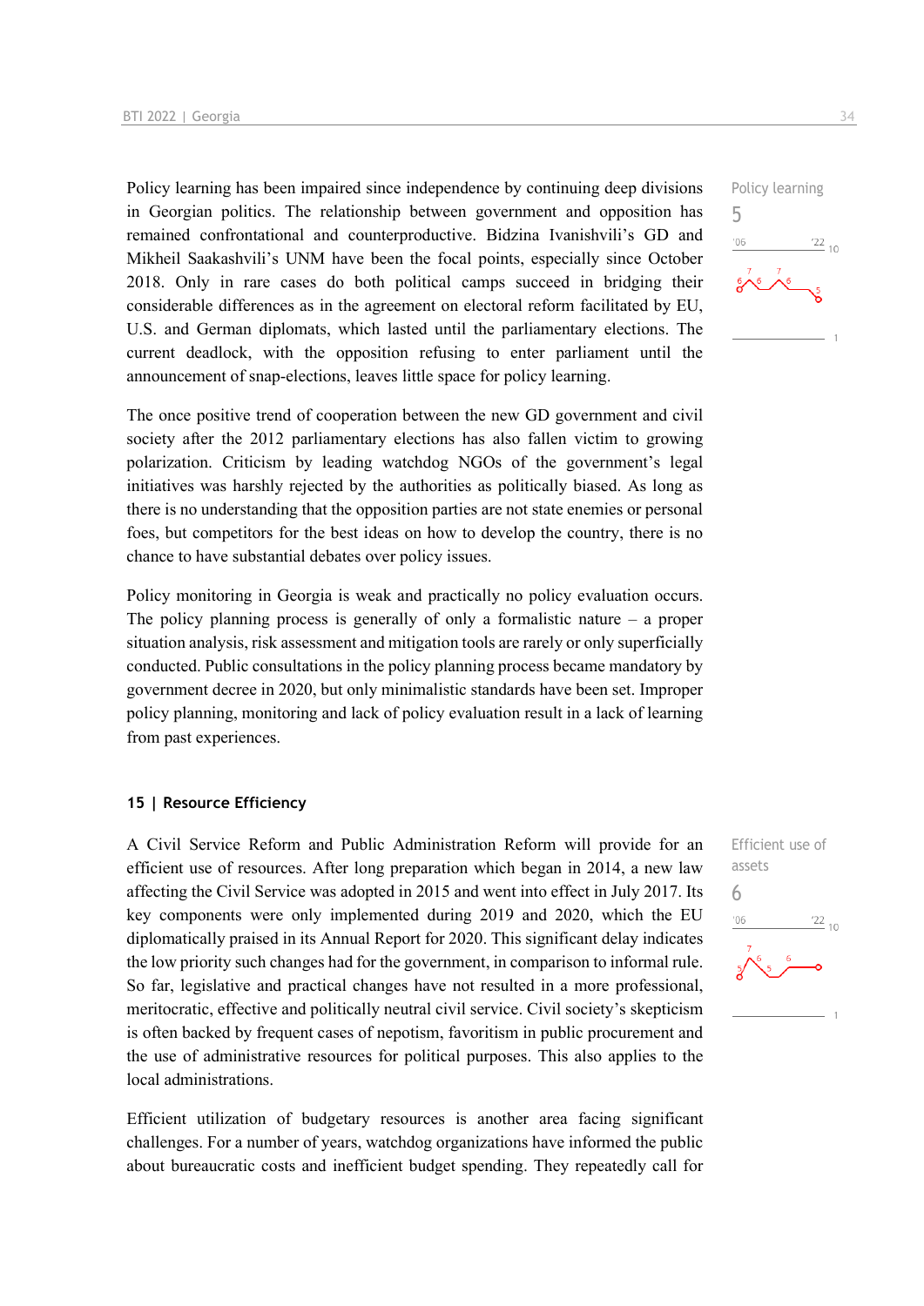Policy learning has been impaired since independence by continuing deep divisions in Georgian politics. The relationship between government and opposition has remained confrontational and counterproductive. Bidzina Ivanishvili's GD and Mikheil Saakashvili's UNM have been the focal points, especially since October 2018. Only in rare cases do both political camps succeed in bridging their considerable differences as in the agreement on electoral reform facilitated by EU, U.S. and German diplomats, which lasted until the parliamentary elections. The current deadlock, with the opposition refusing to enter parliament until the announcement of snap-elections, leaves little space for policy learning.

Policy learning
5

The once positive trend of cooperation between the new GD government and civil society after the 2012 parliamentary elections has also fallen victim to growing polarization. Criticism by leading watchdog NGOs of the government's legal initiatives was harshly rejected by the authorities as politically biased. As long as there is no understanding that the opposition parties are not state enemies or personal foes, but competitors for the best ideas on how to develop the country, there is no chance to have substantial debates over policy issues.

Policy monitoring in Georgia is weak and practically no policy evaluation occurs. The policy planning process is generally of only a formalistic nature – a proper situation analysis, risk assessment and mitigation tools are rarely or only superficially conducted. Public consultations in the policy planning process became mandatory by government decree in 2020, but only minimalistic standards have been set. Improper policy planning, monitoring and lack of policy evaluation result in a lack of learning from past experiences.

#### 15 | Resource Efficiency

A Civil Service Reform and Public Administration Reform will provide for an efficient use of resources. After long preparation which began in 2014, a new law affecting the Civil Service was adopted in 2015 and went into effect in July 2017. Its key components were only implemented during 2019 and 2020, which the EU diplomatically praised in its Annual Report for 2020. This significant delay indicates the low priority such changes had for the government, in comparison to informal rule. So far, legislative and practical changes have not resulted in a more professional, meritocratic, effective and politically neutral civil service. Civil society's skepticism is often backed by frequent cases of nepotism, favoritism in public procurement and the use of administrative resources for political purposes. This also applies to the local administrations.

Efficient use of assets
6

Efficient utilization of budgetary resources is another area facing significant challenges. For a number of years, watchdog organizations have informed the public about bureaucratic costs and inefficient budget spending. They repeatedly call for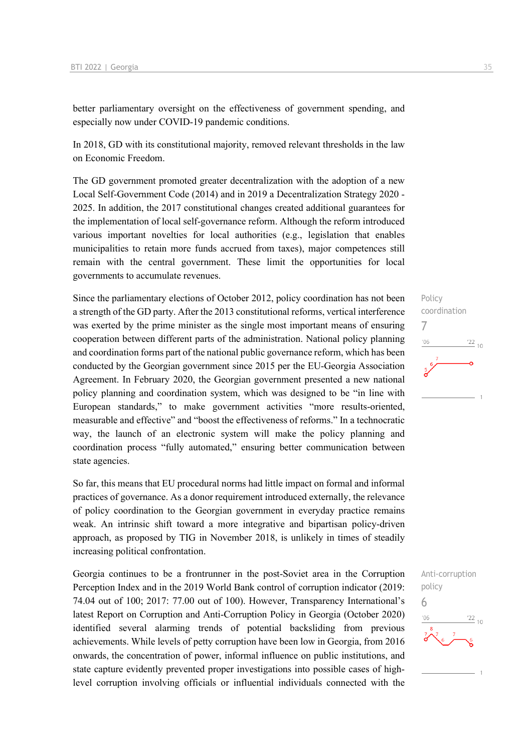better parliamentary oversight on the effectiveness of government spending, and especially now under COVID-19 pandemic conditions.

In 2018, GD with its constitutional majority, removed relevant thresholds in the law on Economic Freedom.

The GD government promoted greater decentralization with the adoption of a new Local Self-Government Code (2014) and in 2019 a Decentralization Strategy 2020 - 2025. In addition, the 2017 constitutional changes created additional guarantees for the implementation of local self-governance reform. Although the reform introduced various important novelties for local authorities (e.g., legislation that enables municipalities to retain more funds accrued from taxes), major competences still remain with the central government. These limit the opportunities for local governments to accumulate revenues.

Policy coordination

7

Since the parliamentary elections of October 2012, policy coordination has not been a strength of the GD party. After the 2013 constitutional reforms, vertical interference was exerted by the prime minister as the single most important means of ensuring cooperation between different parts of the administration. National policy planning and coordination forms part of the national public governance reform, which has been conducted by the Georgian government since 2015 per the EU-Georgia Association Agreement. In February 2020, the Georgian government presented a new national policy planning and coordination system, which was designed to be "in line with European standards," to make government activities "more results-oriented, measurable and effective" and "boost the effectiveness of reforms." In a technocratic way, the launch of an electronic system will make the policy planning and coordination process "fully automated," ensuring better communication between state agencies.

So far, this means that EU procedural norms had little impact on formal and informal practices of governance. As a donor requirement introduced externally, the relevance of policy coordination to the Georgian government in everyday practice remains weak. An intrinsic shift toward a more integrative and bipartisan policy-driven approach, as proposed by TIG in November 2018, is unlikely in times of steadily increasing political confrontation.

Anti-corruption policy

6

Georgia continues to be a frontrunner in the post-Soviet area in the Corruption Perception Index and in the 2019 World Bank control of corruption indicator (2019: 74.04 out of 100; 2017: 77.00 out of 100). However, Transparency International's latest Report on Corruption and Anti-Corruption Policy in Georgia (October 2020) identified several alarming trends of potential backsliding from previous achievements. While levels of petty corruption have been low in Georgia, from 2016 onwards, the concentration of power, informal influence on public institutions, and state capture evidently prevented proper investigations into possible cases of high-level corruption involving officials or influential individuals connected with the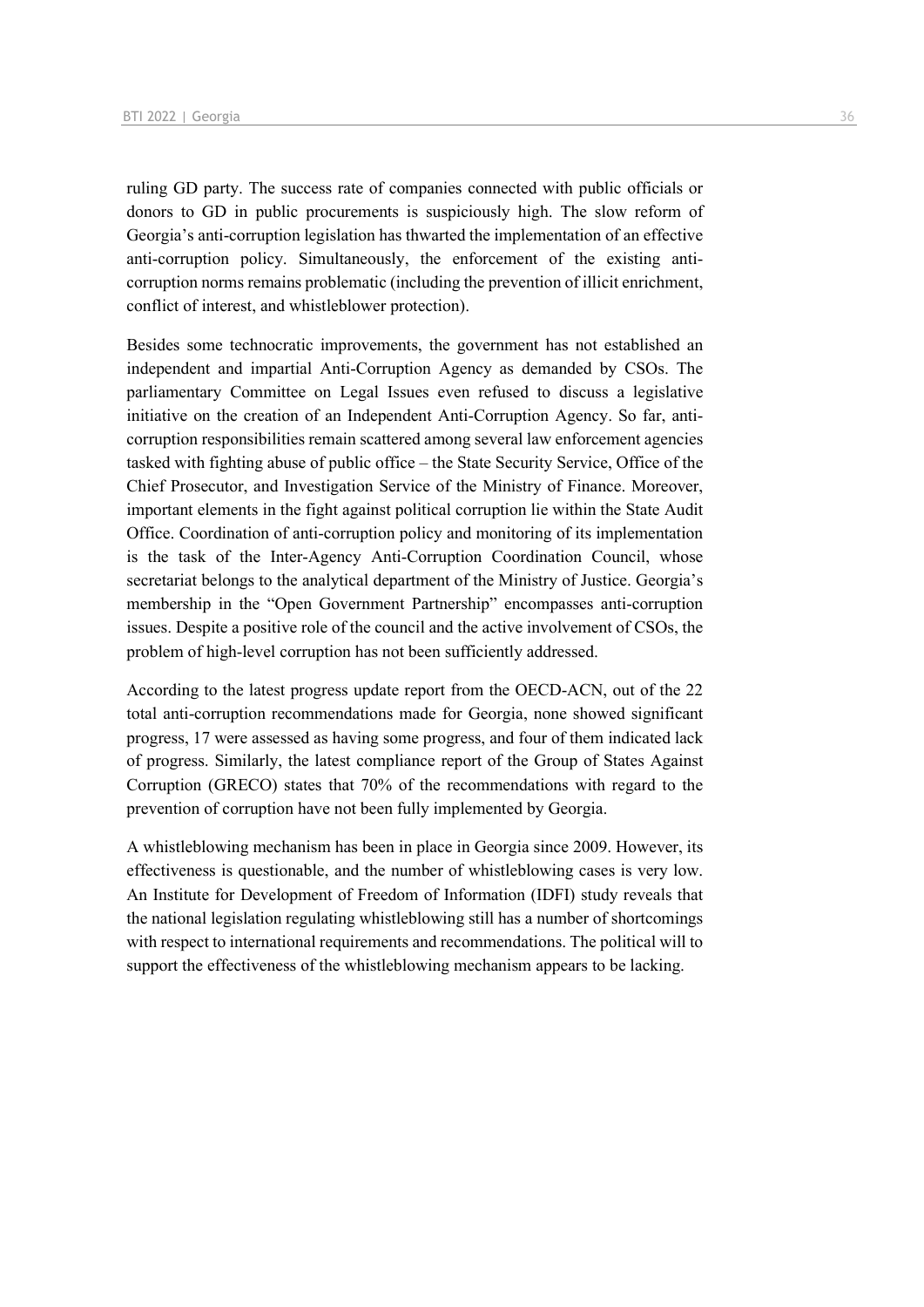ruling GD party. The success rate of companies connected with public officials or donors to GD in public procurements is suspiciously high. The slow reform of Georgia's anti-corruption legislation has thwarted the implementation of an effective anti-corruption policy. Simultaneously, the enforcement of the existing anti-corruption norms remains problematic (including the prevention of illicit enrichment, conflict of interest, and whistleblower protection).

Besides some technocratic improvements, the government has not established an independent and impartial Anti-Corruption Agency as demanded by CSOs. The parliamentary Committee on Legal Issues even refused to discuss a legislative initiative on the creation of an Independent Anti-Corruption Agency. So far, anti-corruption responsibilities remain scattered among several law enforcement agencies tasked with fighting abuse of public office – the State Security Service, Office of the Chief Prosecutor, and Investigation Service of the Ministry of Finance. Moreover, important elements in the fight against political corruption lie within the State Audit Office. Coordination of anti-corruption policy and monitoring of its implementation is the task of the Inter-Agency Anti-Corruption Coordination Council, whose secretariat belongs to the analytical department of the Ministry of Justice. Georgia's membership in the "Open Government Partnership" encompasses anti-corruption issues. Despite a positive role of the council and the active involvement of CSOs, the problem of high-level corruption has not been sufficiently addressed.

According to the latest progress update report from the OECD-ACN, out of the 22 total anti-corruption recommendations made for Georgia, none showed significant progress, 17 were assessed as having some progress, and four of them indicated lack of progress. Similarly, the latest compliance report of the Group of States Against Corruption (GRECO) states that 70% of the recommendations with regard to the prevention of corruption have not been fully implemented by Georgia.

A whistleblowing mechanism has been in place in Georgia since 2009. However, its effectiveness is questionable, and the number of whistleblowing cases is very low. An Institute for Development of Freedom of Information (IDFI) study reveals that the national legislation regulating whistleblowing still has a number of shortcomings with respect to international requirements and recommendations. The political will to support the effectiveness of the whistleblowing mechanism appears to be lacking.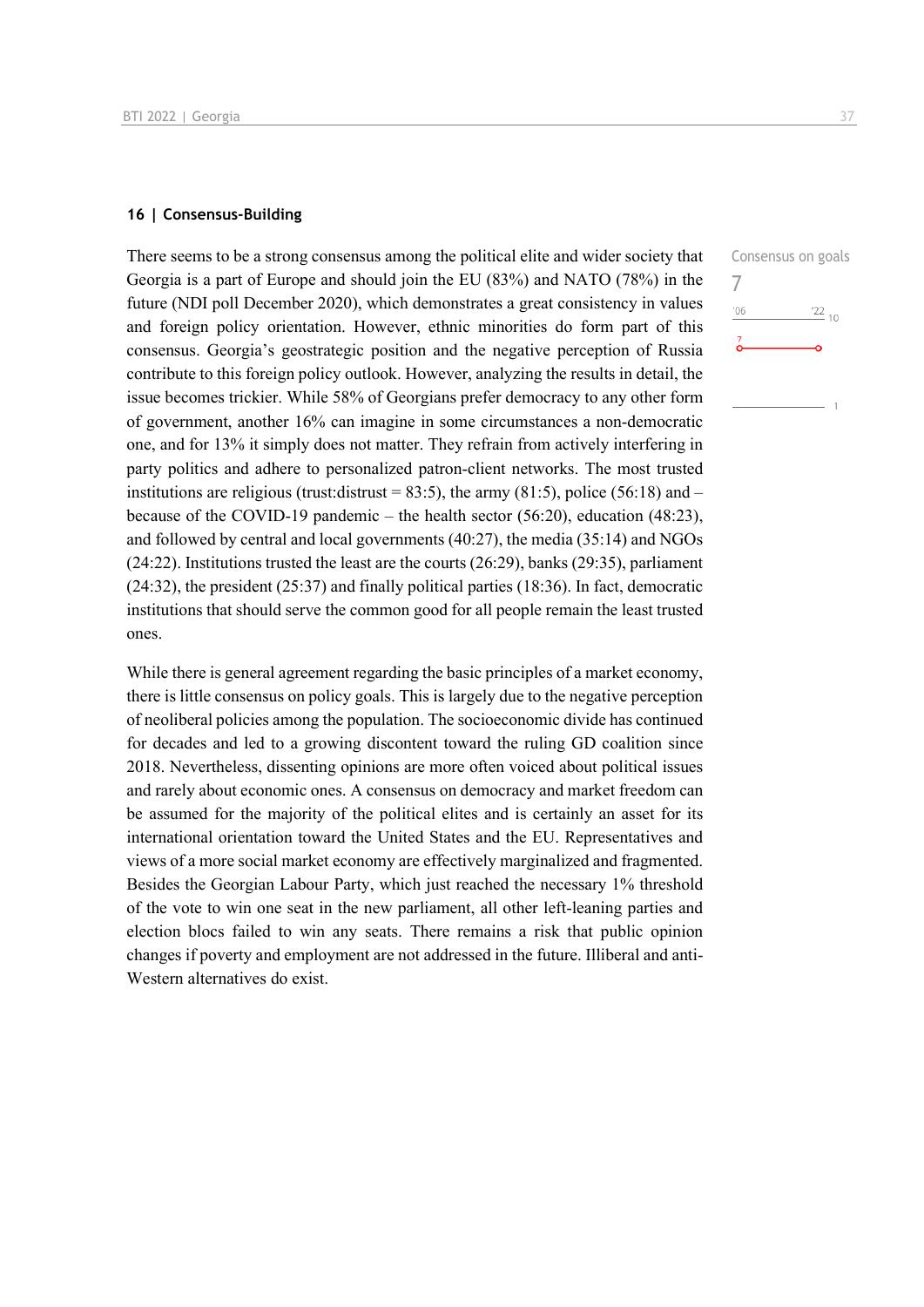### 16 | Consensus-Building

Consensus on goals

7

There seems to be a strong consensus among the political elite and wider society that Georgia is a part of Europe and should join the EU (83%) and NATO (78%) in the future (NDI poll December 2020), which demonstrates a great consistency in values and foreign policy orientation. However, ethnic minorities do form part of this consensus. Georgia's geostrategic position and the negative perception of Russia contribute to this foreign policy outlook. However, analyzing the results in detail, the issue becomes trickier. While 58% of Georgians prefer democracy to any other form of government, another 16% can imagine in some circumstances a non-democratic one, and for 13% it simply does not matter. They refrain from actively interfering in party politics and adhere to personalized patron-client networks. The most trusted institutions are religious (trust:distrust = 83:5), the army (81:5), police (56:18) and – because of the COVID-19 pandemic – the health sector (56:20), education (48:23), and followed by central and local governments (40:27), the media (35:14) and NGOs (24:22). Institutions trusted the least are the courts (26:29), banks (29:35), parliament (24:32), the president (25:37) and finally political parties (18:36). In fact, democratic institutions that should serve the common good for all people remain the least trusted ones.

While there is general agreement regarding the basic principles of a market economy, there is little consensus on policy goals. This is largely due to the negative perception of neoliberal policies among the population. The socioeconomic divide has continued for decades and led to a growing discontent toward the ruling GD coalition since 2018. Nevertheless, dissenting opinions are more often voiced about political issues and rarely about economic ones. A consensus on democracy and market freedom can be assumed for the majority of the political elites and is certainly an asset for its international orientation toward the United States and the EU. Representatives and views of a more social market economy are effectively marginalized and fragmented. Besides the Georgian Labour Party, which just reached the necessary 1% threshold of the vote to win one seat in the new parliament, all other left-leaning parties and election blocs failed to win any seats. There remains a risk that public opinion changes if poverty and employment are not addressed in the future. Illiberal and anti-Western alternatives do exist.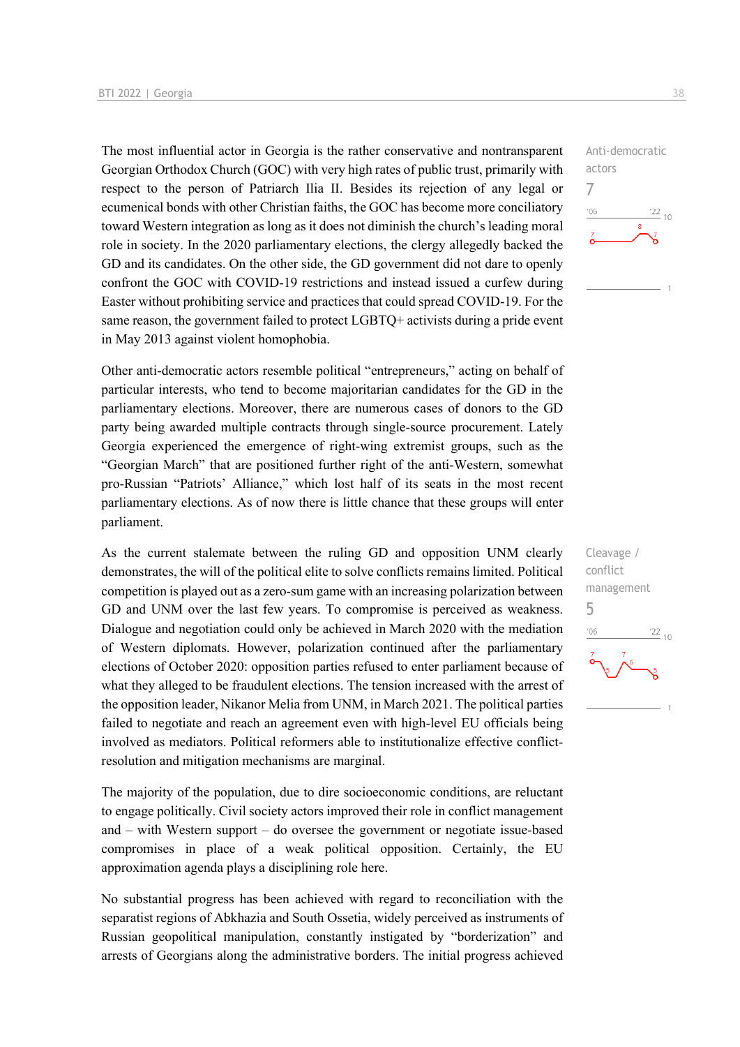The most influential actor in Georgia is the rather conservative and nontransparent Georgian Orthodox Church (GOC) with very high rates of public trust, primarily with respect to the person of Patriarch Ilia II. Besides its rejection of any legal or ecumenical bonds with other Christian faiths, the GOC has become more conciliatory toward Western integration as long as it does not diminish the church's leading moral role in society. In the 2020 parliamentary elections, the clergy allegedly backed the GD and its candidates. On the other side, the GD government did not dare to openly confront the GOC with COVID-19 restrictions and instead issued a curfew during Easter without prohibiting service and practices that could spread COVID-19. For the same reason, the government failed to protect LGBTQ+ activists during a pride event in May 2013 against violent homophobia.

Anti-democratic actors
7

Other anti-democratic actors resemble political "entrepreneurs," acting on behalf of particular interests, who tend to become majoritarian candidates for the GD in the parliamentary elections. Moreover, there are numerous cases of donors to the GD party being awarded multiple contracts through single-source procurement. Lately Georgia experienced the emergence of right-wing extremist groups, such as the "Georgian March" that are positioned further right of the anti-Western, somewhat pro-Russian "Patriots' Alliance," which lost half of its seats in the most recent parliamentary elections. As of now there is little chance that these groups will enter parliament.

As the current stalemate between the ruling GD and opposition UNM clearly demonstrates, the will of the political elite to solve conflicts remains limited. Political competition is played out as a zero-sum game with an increasing polarization between GD and UNM over the last few years. To compromise is perceived as weakness. Dialogue and negotiation could only be achieved in March 2020 with the mediation of Western diplomats. However, polarization continued after the parliamentary elections of October 2020: opposition parties refused to enter parliament because of what they alleged to be fraudulent elections. The tension increased with the arrest of the opposition leader, Nikanor Melia from UNM, in March 2021. The political parties failed to negotiate and reach an agreement even with high-level EU officials being involved as mediators. Political reformers able to institutionalize effective conflict-resolution and mitigation mechanisms are marginal.

Cleavage / conflict management
5

The majority of the population, due to dire socioeconomic conditions, are reluctant to engage politically. Civil society actors improved their role in conflict management and – with Western support – do oversee the government or negotiate issue-based compromises in place of a weak political opposition. Certainly, the EU approximation agenda plays a disciplining role here.

No substantial progress has been achieved with regard to reconciliation with the separatist regions of Abkhazia and South Ossetia, widely perceived as instruments of Russian geopolitical manipulation, constantly instigated by "borderization" and arrests of Georgians along the administrative borders. The initial progress achieved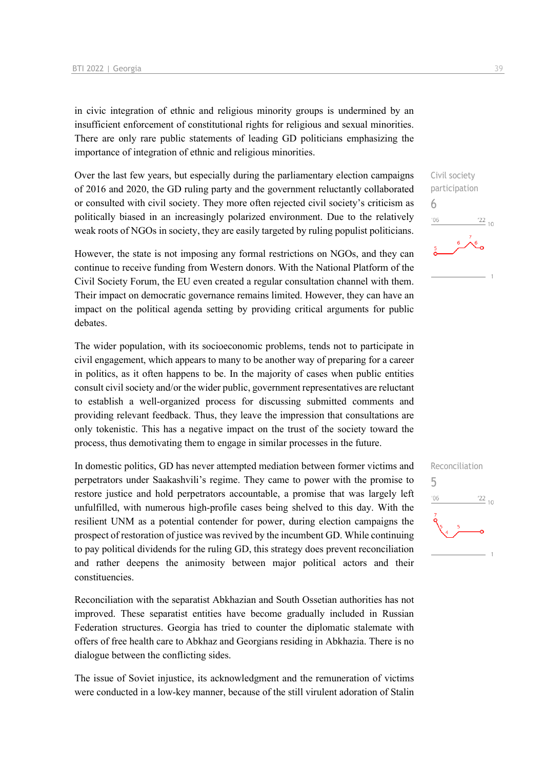in civic integration of ethnic and religious minority groups is undermined by an insufficient enforcement of constitutional rights for religious and sexual minorities. There are only rare public statements of leading GD politicians emphasizing the importance of integration of ethnic and religious minorities.

Civil society participation
6

Over the last few years, but especially during the parliamentary election campaigns of 2016 and 2020, the GD ruling party and the government reluctantly collaborated or consulted with civil society. They more often rejected civil society's criticism as politically biased in an increasingly polarized environment. Due to the relatively weak roots of NGOs in society, they are easily targeted by ruling populist politicians.

However, the state is not imposing any formal restrictions on NGOs, and they can continue to receive funding from Western donors. With the National Platform of the Civil Society Forum, the EU even created a regular consultation channel with them. Their impact on democratic governance remains limited. However, they can have an impact on the political agenda setting by providing critical arguments for public debates.

The wider population, with its socioeconomic problems, tends not to participate in civil engagement, which appears to many to be another way of preparing for a career in politics, as it often happens to be. In the majority of cases when public entities consult civil society and/or the wider public, government representatives are reluctant to establish a well-organized process for discussing submitted comments and providing relevant feedback. Thus, they leave the impression that consultations are only tokenistic. This has a negative impact on the trust of the society toward the process, thus demotivating them to engage in similar processes in the future.

Reconciliation
5

In domestic politics, GD has never attempted mediation between former victims and perpetrators under Saakashvili's regime. They came to power with the promise to restore justice and hold perpetrators accountable, a promise that was largely left unfulfilled, with numerous high-profile cases being shelved to this day. With the resilient UNM as a potential contender for power, during election campaigns the prospect of restoration of justice was revived by the incumbent GD. While continuing to pay political dividends for the ruling GD, this strategy does prevent reconciliation and rather deepens the animosity between major political actors and their constituencies.

Reconciliation with the separatist Abkhazian and South Ossetian authorities has not improved. These separatist entities have become gradually included in Russian Federation structures. Georgia has tried to counter the diplomatic stalemate with offers of free health care to Abkhaz and Georgians residing in Abkhazia. There is no dialogue between the conflicting sides.

The issue of Soviet injustice, its acknowledgment and the remuneration of victims were conducted in a low-key manner, because of the still virulent adoration of Stalin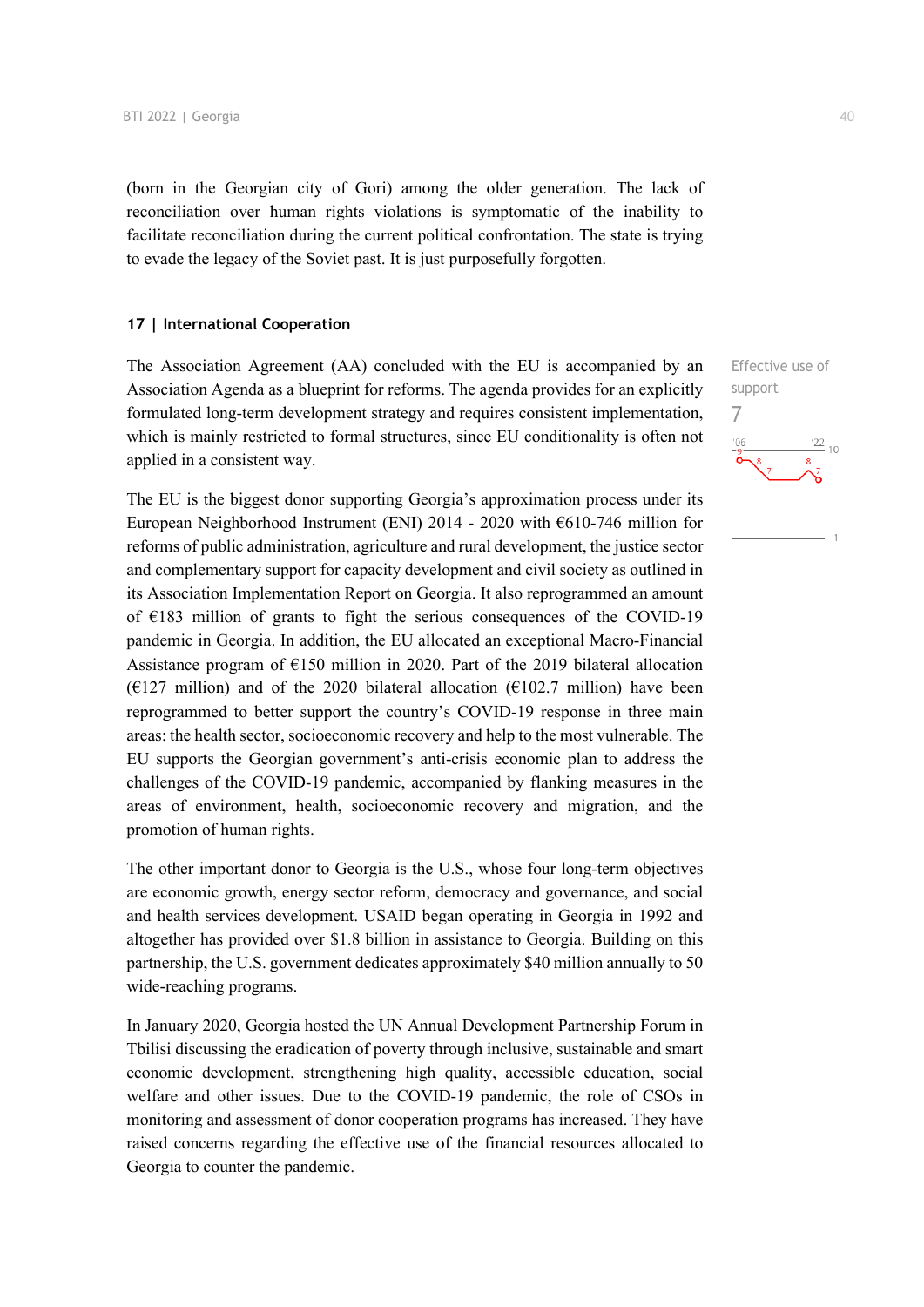(born in the Georgian city of Gori) among the older generation. The lack of reconciliation over human rights violations is symptomatic of the inability to facilitate reconciliation during the current political confrontation. The state is trying to evade the legacy of the Soviet past. It is just purposefully forgotten.

### 17 | International Cooperation

Effective use of support
7

The Association Agreement (AA) concluded with the EU is accompanied by an Association Agenda as a blueprint for reforms. The agenda provides for an explicitly formulated long-term development strategy and requires consistent implementation, which is mainly restricted to formal structures, since EU conditionality is often not applied in a consistent way.

The EU is the biggest donor supporting Georgia's approximation process under its European Neighborhood Instrument (ENI) 2014 - 2020 with €610-746 million for reforms of public administration, agriculture and rural development, the justice sector and complementary support for capacity development and civil society as outlined in its Association Implementation Report on Georgia. It also reprogrammed an amount of €183 million of grants to fight the serious consequences of the COVID-19 pandemic in Georgia. In addition, the EU allocated an exceptional Macro-Financial Assistance program of €150 million in 2020. Part of the 2019 bilateral allocation (€127 million) and of the 2020 bilateral allocation (€102.7 million) have been reprogrammed to better support the country's COVID-19 response in three main areas: the health sector, socioeconomic recovery and help to the most vulnerable. The EU supports the Georgian government's anti-crisis economic plan to address the challenges of the COVID-19 pandemic, accompanied by flanking measures in the areas of environment, health, socioeconomic recovery and migration, and the promotion of human rights.

The other important donor to Georgia is the U.S., whose four long-term objectives are economic growth, energy sector reform, democracy and governance, and social and health services development. USAID began operating in Georgia in 1992 and altogether has provided over $1.8 billion in assistance to Georgia. Building on this partnership, the U.S. government dedicates approximately $40 million annually to 50 wide-reaching programs.

In January 2020, Georgia hosted the UN Annual Development Partnership Forum in Tbilisi discussing the eradication of poverty through inclusive, sustainable and smart economic development, strengthening high quality, accessible education, social welfare and other issues. Due to the COVID-19 pandemic, the role of CSOs in monitoring and assessment of donor cooperation programs has increased. They have raised concerns regarding the effective use of the financial resources allocated to Georgia to counter the pandemic.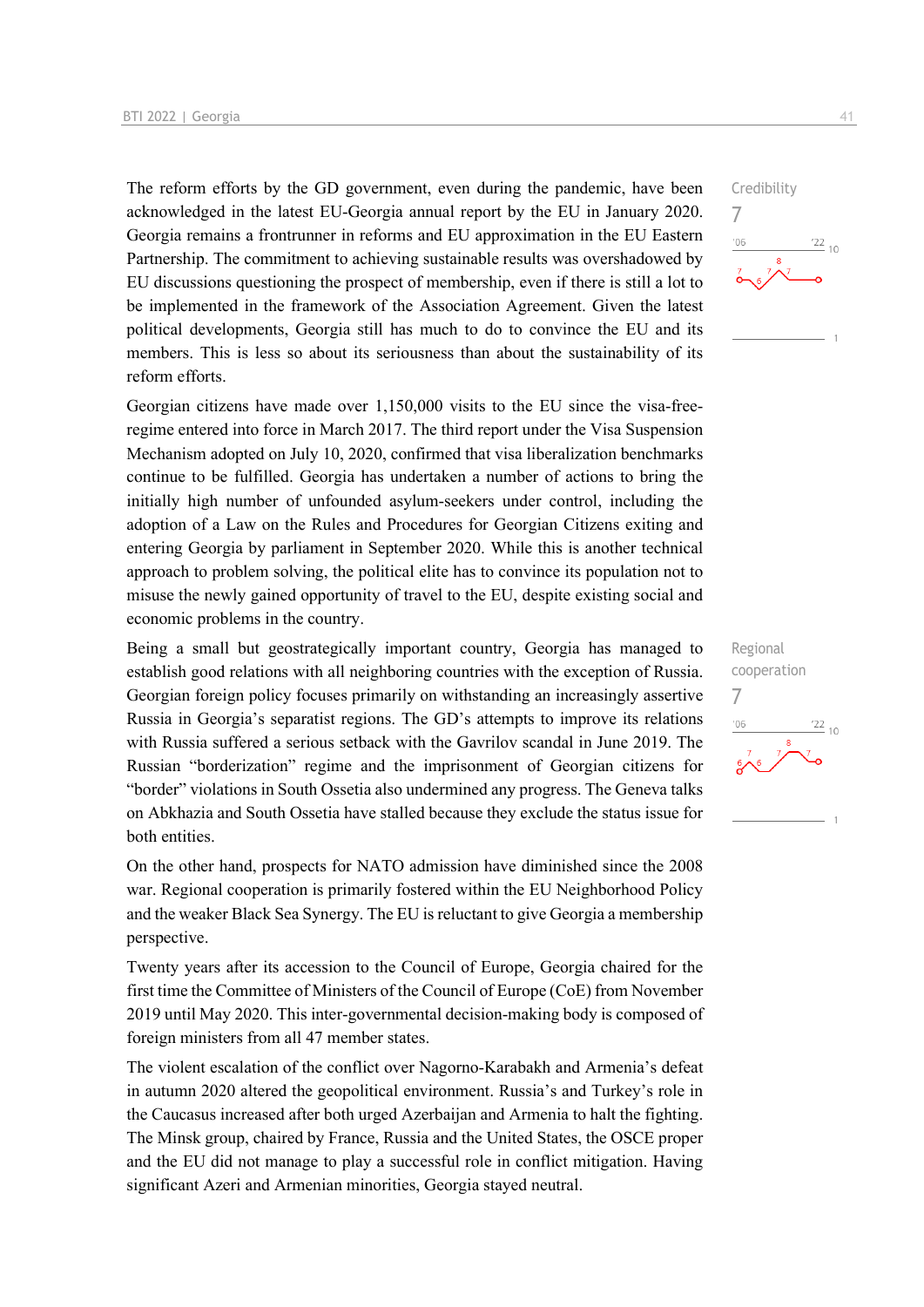The reform efforts by the GD government, even during the pandemic, have been acknowledged in the latest EU-Georgia annual report by the EU in January 2020. Georgia remains a frontrunner in reforms and EU approximation in the EU Eastern Partnership. The commitment to achieving sustainable results was overshadowed by EU discussions questioning the prospect of membership, even if there is still a lot to be implemented in the framework of the Association Agreement. Given the latest political developments, Georgia still has much to do to convince the EU and its members. This is less so about its seriousness than about the sustainability of its reform efforts.

Credibility
7

Georgian citizens have made over 1,150,000 visits to the EU since the visa-free-regime entered into force in March 2017. The third report under the Visa Suspension Mechanism adopted on July 10, 2020, confirmed that visa liberalization benchmarks continue to be fulfilled. Georgia has undertaken a number of actions to bring the initially high number of unfounded asylum-seekers under control, including the adoption of a Law on the Rules and Procedures for Georgian Citizens exiting and entering Georgia by parliament in September 2020. While this is another technical approach to problem solving, the political elite has to convince its population not to misuse the newly gained opportunity of travel to the EU, despite existing social and economic problems in the country.

Being a small but geostrategically important country, Georgia has managed to establish good relations with all neighboring countries with the exception of Russia. Georgian foreign policy focuses primarily on withstanding an increasingly assertive Russia in Georgia's separatist regions. The GD's attempts to improve its relations with Russia suffered a serious setback with the Gavrilov scandal in June 2019. The Russian "borderization" regime and the imprisonment of Georgian citizens for "border" violations in South Ossetia also undermined any progress. The Geneva talks on Abkhazia and South Ossetia have stalled because they exclude the status issue for both entities.

Regional cooperation
7

On the other hand, prospects for NATO admission have diminished since the 2008 war. Regional cooperation is primarily fostered within the EU Neighborhood Policy and the weaker Black Sea Synergy. The EU is reluctant to give Georgia a membership perspective.

Twenty years after its accession to the Council of Europe, Georgia chaired for the first time the Committee of Ministers of the Council of Europe (CoE) from November 2019 until May 2020. This inter-governmental decision-making body is composed of foreign ministers from all 47 member states.

The violent escalation of the conflict over Nagorno-Karabakh and Armenia's defeat in autumn 2020 altered the geopolitical environment. Russia's and Turkey's role in the Caucasus increased after both urged Azerbaijan and Armenia to halt the fighting. The Minsk group, chaired by France, Russia and the United States, the OSCE proper and the EU did not manage to play a successful role in conflict mitigation. Having significant Azeri and Armenian minorities, Georgia stayed neutral.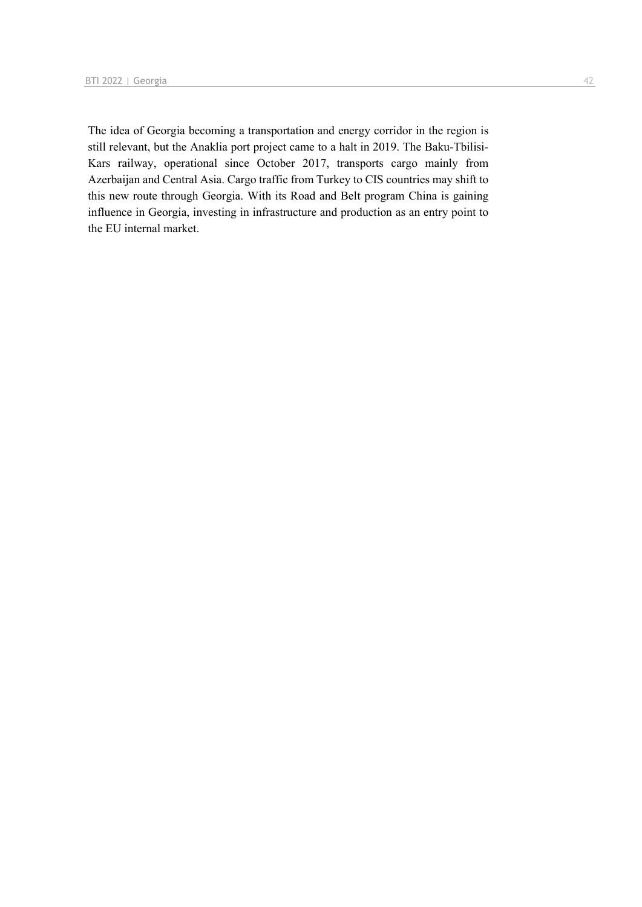The idea of Georgia becoming a transportation and energy corridor in the region is still relevant, but the Anaklia port project came to a halt in 2019. The Baku-Tbilisi-Kars railway, operational since October 2017, transports cargo mainly from Azerbaijan and Central Asia. Cargo traffic from Turkey to CIS countries may shift to this new route through Georgia. With its Road and Belt program China is gaining influence in Georgia, investing in infrastructure and production as an entry point to the EU internal market.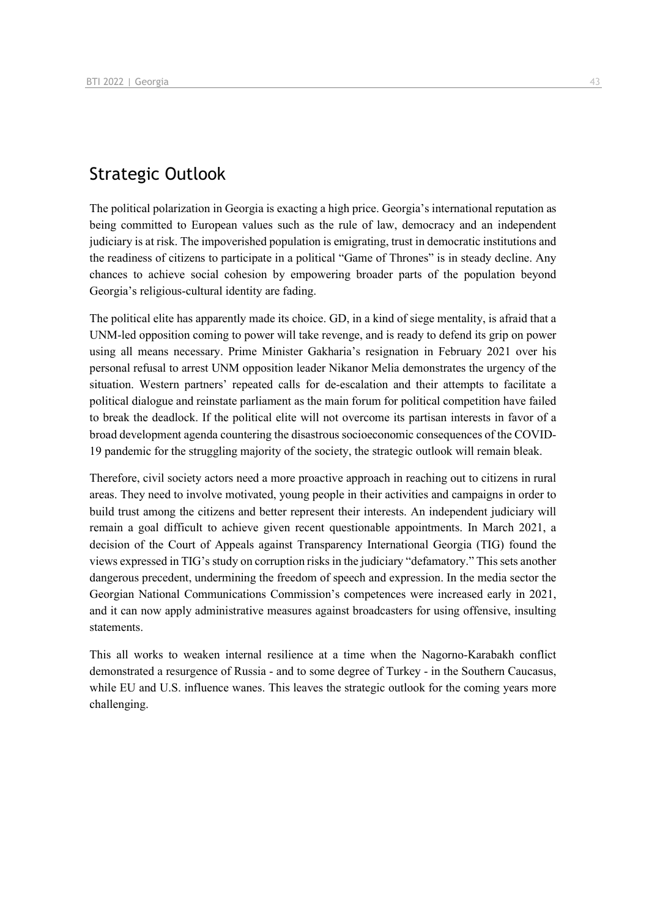## Strategic Outlook

The political polarization in Georgia is exacting a high price. Georgia's international reputation as being committed to European values such as the rule of law, democracy and an independent judiciary is at risk. The impoverished population is emigrating, trust in democratic institutions and the readiness of citizens to participate in a political "Game of Thrones" is in steady decline. Any chances to achieve social cohesion by empowering broader parts of the population beyond Georgia's religious-cultural identity are fading.

The political elite has apparently made its choice. GD, in a kind of siege mentality, is afraid that a UNM-led opposition coming to power will take revenge, and is ready to defend its grip on power using all means necessary. Prime Minister Gakharia's resignation in February 2021 over his personal refusal to arrest UNM opposition leader Nikanor Melia demonstrates the urgency of the situation. Western partners' repeated calls for de-escalation and their attempts to facilitate a political dialogue and reinstate parliament as the main forum for political competition have failed to break the deadlock. If the political elite will not overcome its partisan interests in favor of a broad development agenda countering the disastrous socioeconomic consequences of the COVID-19 pandemic for the struggling majority of the society, the strategic outlook will remain bleak.

Therefore, civil society actors need a more proactive approach in reaching out to citizens in rural areas. They need to involve motivated, young people in their activities and campaigns in order to build trust among the citizens and better represent their interests. An independent judiciary will remain a goal difficult to achieve given recent questionable appointments. In March 2021, a decision of the Court of Appeals against Transparency International Georgia (TIG) found the views expressed in TIG's study on corruption risks in the judiciary "defamatory." This sets another dangerous precedent, undermining the freedom of speech and expression. In the media sector the Georgian National Communications Commission's competences were increased early in 2021, and it can now apply administrative measures against broadcasters for using offensive, insulting statements.

This all works to weaken internal resilience at a time when the Nagorno-Karabakh conflict demonstrated a resurgence of Russia - and to some degree of Turkey - in the Southern Caucasus, while EU and U.S. influence wanes. This leaves the strategic outlook for the coming years more challenging.